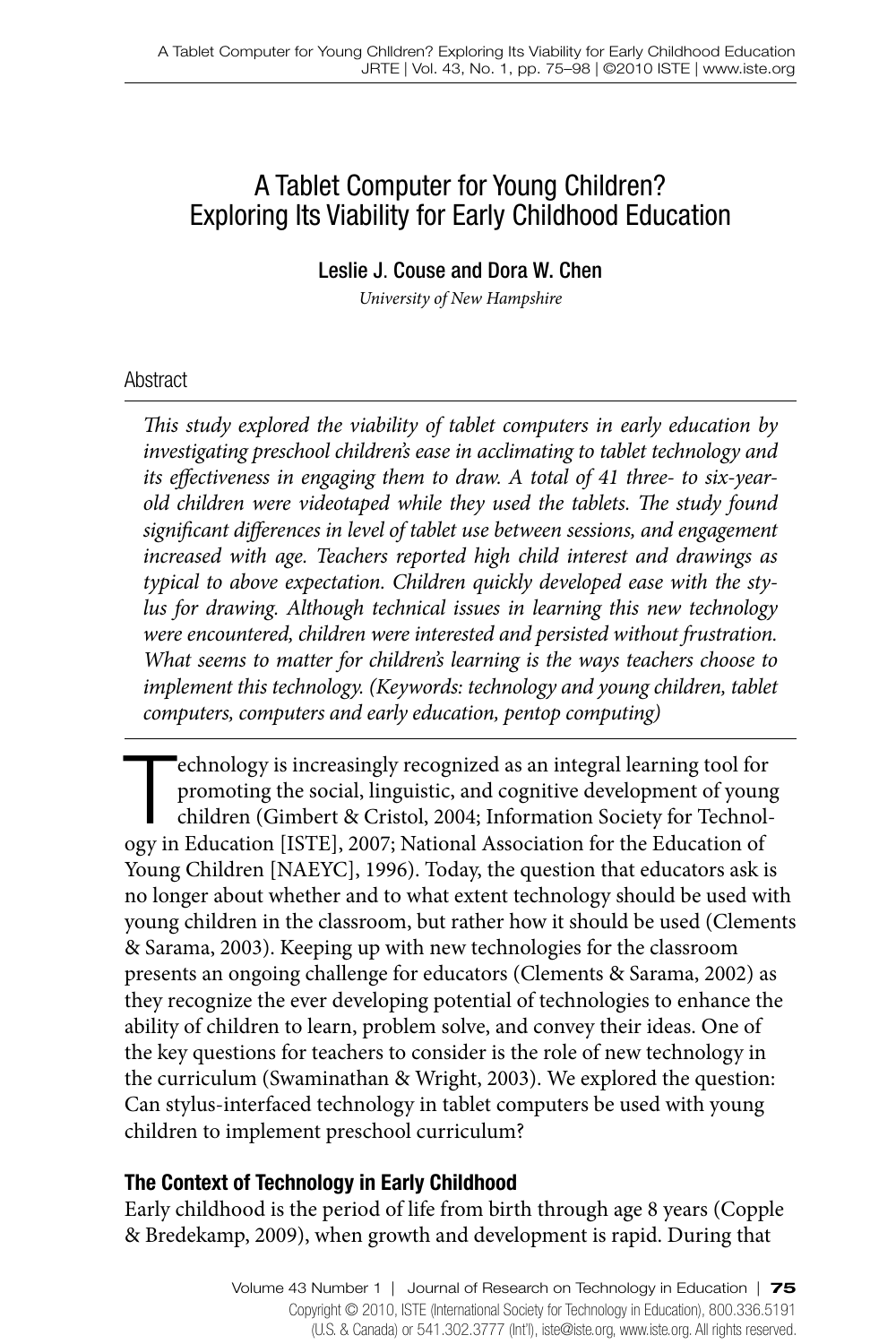# A Tablet Computer for Young Children? Exploring Its Viability for Early Childhood Education

Leslie J. Couse and Dora W. Chen

*University of New Hampshire*

## Abstract

*This study explored the viability of tablet computers in early education by investigating preschool children's ease in acclimating to tablet technology and its effectiveness in engaging them to draw. A total of 41 three- to six-year-old children were videotaped while they used the tablets. The study found significant differences in level of tablet use between sessions, and engagement increased with age. Teachers reported high child interest and drawings as typical to above expectation. Children quickly developed ease with the stylus for drawing. Although technical issues in learning this new technology were encountered, children were interested and persisted without frustration. What seems to matter for children's learning is the ways teachers choose to implement this technology. (Keywords: technology and young children, tablet computers, computers and early education, pentop computing)*

Technology is increasingly recognized as an integral learning tool for promoting the social, linguistic, and cognitive development of young children (Gimbert & Cristol, 2004; Information Society for Technology in Education [ISTE], 2007; National Association for the Education of Young Children [NAEYC], 1996). Today, the question that educators ask is no longer about whether and to what extent technology should be used with young children in the classroom, but rather how it should be used (Clements & Sarama, 2003). Keeping up with new technologies for the classroom presents an ongoing challenge for educators (Clements & Sarama, 2002) as they recognize the ever developing potential of technologies to enhance the ability of children to learn, problem solve, and convey their ideas. One of the key questions for teachers to consider is the role of new technology in the curriculum (Swaminathan & Wright, 2003). We explored the question: Can stylus-interfaced technology in tablet computers be used with young children to implement preschool curriculum?

### The Context of Technology in Early Childhood

Early childhood is the period of life from birth through age 8 years (Copple & Bredekamp, 2009), when growth and development is rapid. During that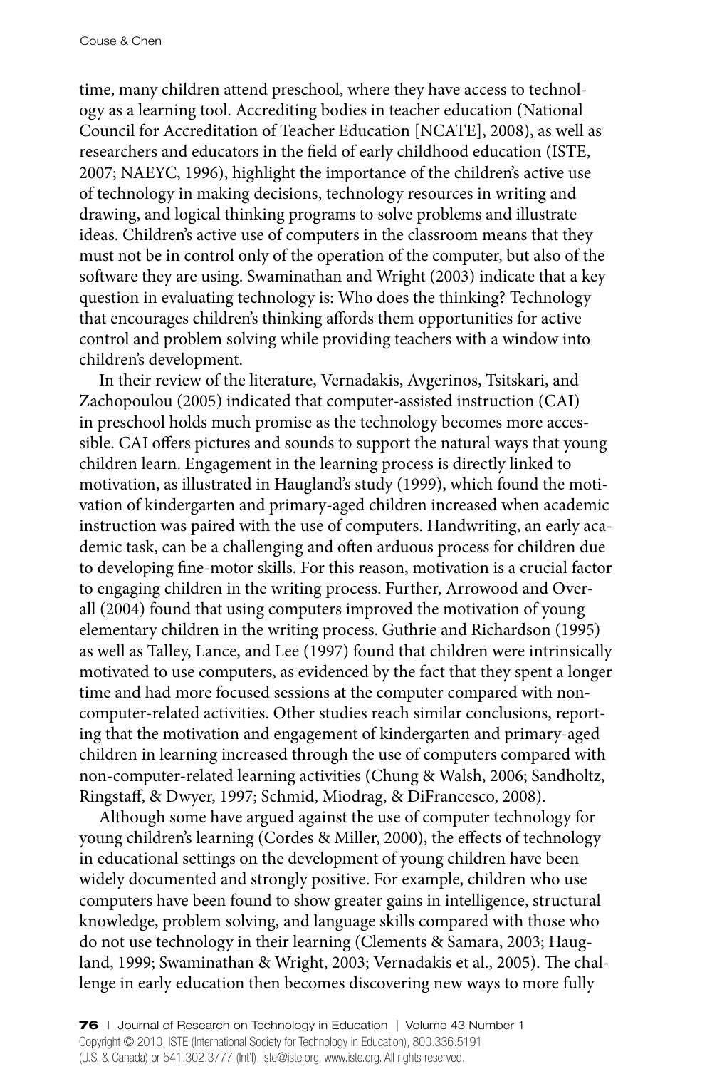time, many children attend preschool, where they have access to technology as a learning tool. Accrediting bodies in teacher education (National Council for Accreditation of Teacher Education [NCATE], 2008), as well as researchers and educators in the field of early childhood education (ISTE, 2007; NAEYC, 1996), highlight the importance of the children's active use of technology in making decisions, technology resources in writing and drawing, and logical thinking programs to solve problems and illustrate ideas. Children's active use of computers in the classroom means that they must not be in control only of the operation of the computer, but also of the software they are using. Swaminathan and Wright (2003) indicate that a key question in evaluating technology is: Who does the thinking? Technology that encourages children's thinking affords them opportunities for active control and problem solving while providing teachers with a window into children's development.

In their review of the literature, Vernadakis, Avgerinos, Tsitskari, and Zachopoulou (2005) indicated that computer-assisted instruction (CAI) in preschool holds much promise as the technology becomes more accessible. CAI offers pictures and sounds to support the natural ways that young children learn. Engagement in the learning process is directly linked to motivation, as illustrated in Haugland's study (1999), which found the motivation of kindergarten and primary-aged children increased when academic instruction was paired with the use of computers. Handwriting, an early academic task, can be a challenging and often arduous process for children due to developing fine-motor skills. For this reason, motivation is a crucial factor to engaging children in the writing process. Further, Arrowood and Overall (2004) found that using computers improved the motivation of young elementary children in the writing process. Guthrie and Richardson (1995) as well as Talley, Lance, and Lee (1997) found that children were intrinsically motivated to use computers, as evidenced by the fact that they spent a longer time and had more focused sessions at the computer compared with non-computer-related activities. Other studies reach similar conclusions, reporting that the motivation and engagement of kindergarten and primary-aged children in learning increased through the use of computers compared with non-computer-related learning activities (Chung & Walsh, 2006; Sandholtz, Ringstaff, & Dwyer, 1997; Schmid, Miodrag, & DiFrancesco, 2008).

Although some have argued against the use of computer technology for young children's learning (Cordes & Miller, 2000), the effects of technology in educational settings on the development of young children have been widely documented and strongly positive. For example, children who use computers have been found to show greater gains in intelligence, structural knowledge, problem solving, and language skills compared with those who do not use technology in their learning (Clements & Samara, 2003; Haugland, 1999; Swaminathan & Wright, 2003; Vernadakis et al., 2005). The challenge in early education then becomes discovering new ways to more fully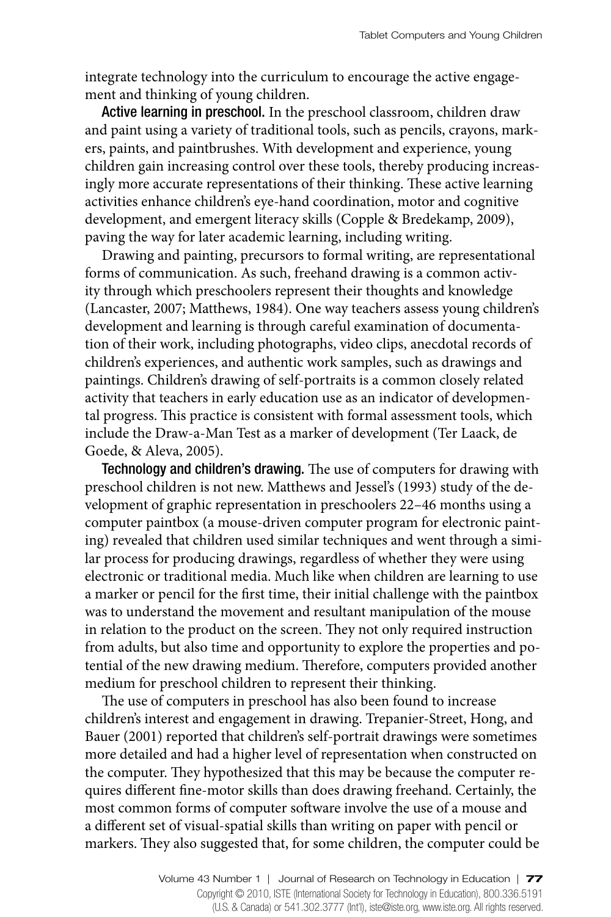integrate technology into the curriculum to encourage the active engagement and thinking of young children.

**Active learning in preschool.** In the preschool classroom, children draw and paint using a variety of traditional tools, such as pencils, crayons, markers, paints, and paintbrushes. With development and experience, young children gain increasing control over these tools, thereby producing increasingly more accurate representations of their thinking. These active learning activities enhance children's eye-hand coordination, motor and cognitive development, and emergent literacy skills (Copple & Bredekamp, 2009), paving the way for later academic learning, including writing.

Drawing and painting, precursors to formal writing, are representational forms of communication. As such, freehand drawing is a common activity through which preschoolers represent their thoughts and knowledge (Lancaster, 2007; Matthews, 1984). One way teachers assess young children's development and learning is through careful examination of documentation of their work, including photographs, video clips, anecdotal records of children's experiences, and authentic work samples, such as drawings and paintings. Children's drawing of self-portraits is a common closely related activity that teachers in early education use as an indicator of developmental progress. This practice is consistent with formal assessment tools, which include the Draw-a-Man Test as a marker of development (Ter Laack, de Goede, & Aleva, 2005).

**Technology and children's drawing.** The use of computers for drawing with preschool children is not new. Matthews and Jessel's (1993) study of the development of graphic representation in preschoolers 22–46 months using a computer paintbox (a mouse-driven computer program for electronic painting) revealed that children used similar techniques and went through a similar process for producing drawings, regardless of whether they were using electronic or traditional media. Much like when children are learning to use a marker or pencil for the first time, their initial challenge with the paintbox was to understand the movement and resultant manipulation of the mouse in relation to the product on the screen. They not only required instruction from adults, but also time and opportunity to explore the properties and potential of the new drawing medium. Therefore, computers provided another medium for preschool children to represent their thinking.

The use of computers in preschool has also been found to increase children's interest and engagement in drawing. Trepanier-Street, Hong, and Bauer (2001) reported that children's self-portrait drawings were sometimes more detailed and had a higher level of representation when constructed on the computer. They hypothesized that this may be because the computer requires different fine-motor skills than does drawing freehand. Certainly, the most common forms of computer software involve the use of a mouse and a different set of visual-spatial skills than writing on paper with pencil or markers. They also suggested that, for some children, the computer could be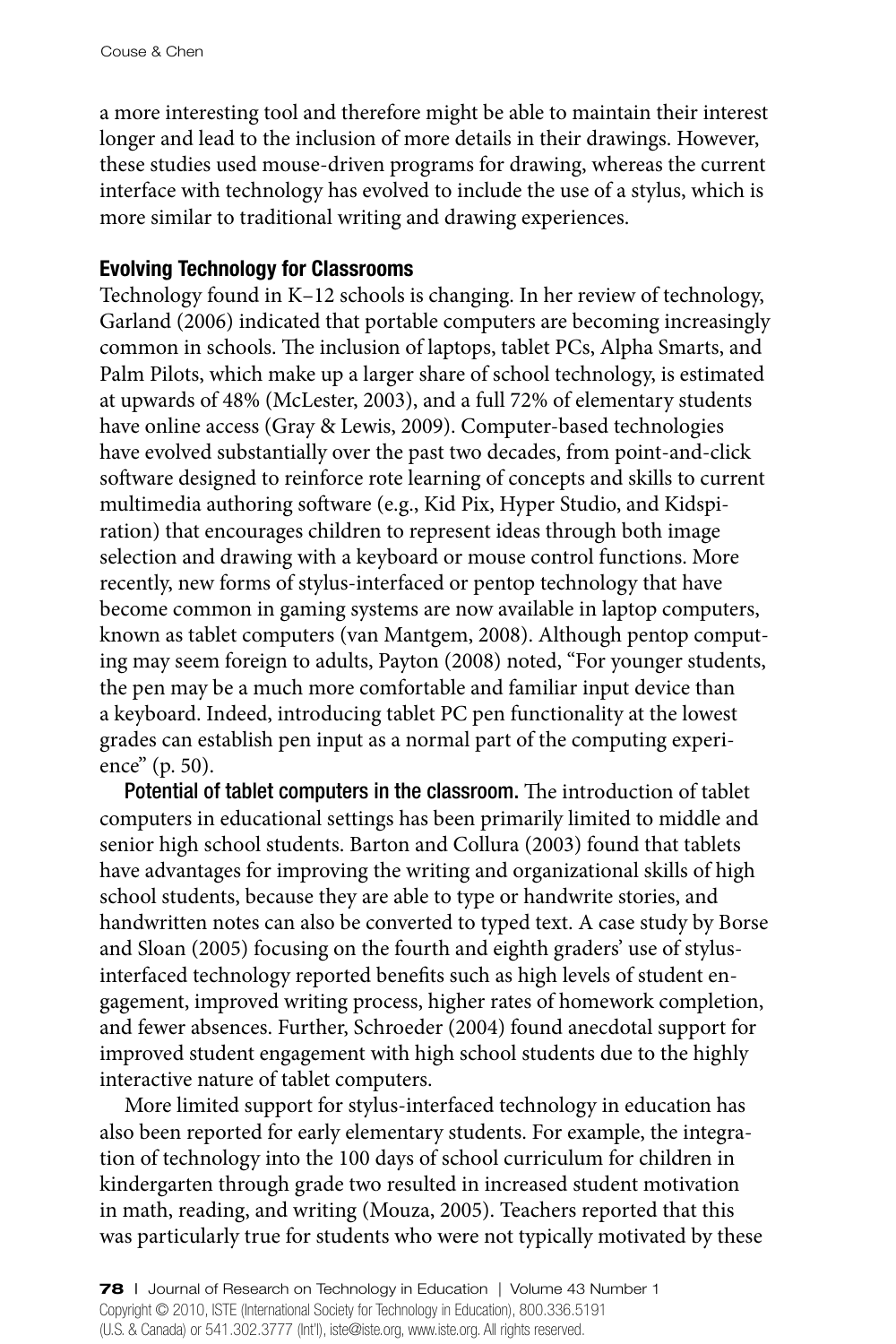a more interesting tool and therefore might be able to maintain their interest longer and lead to the inclusion of more details in their drawings. However, these studies used mouse-driven programs for drawing, whereas the current interface with technology has evolved to include the use of a stylus, which is more similar to traditional writing and drawing experiences.

### Evolving Technology for Classrooms

Technology found in K–12 schools is changing. In her review of technology, Garland (2006) indicated that portable computers are becoming increasingly common in schools. The inclusion of laptops, tablet PCs, Alpha Smarts, and Palm Pilots, which make up a larger share of school technology, is estimated at upwards of 48% (McLester, 2003), and a full 72% of elementary students have online access (Gray & Lewis, 2009). Computer-based technologies have evolved substantially over the past two decades, from point-and-click software designed to reinforce rote learning of concepts and skills to current multimedia authoring software (e.g., Kid Pix, Hyper Studio, and Kidspiration) that encourages children to represent ideas through both image selection and drawing with a keyboard or mouse control functions. More recently, new forms of stylus-interfaced or pentop technology that have become common in gaming systems are now available in laptop computers, known as tablet computers (van Mantgem, 2008). Although pentop computing may seem foreign to adults, Payton (2008) noted, “For younger students, the pen may be a much more comfortable and familiar input device than a keyboard. Indeed, introducing tablet PC pen functionality at the lowest grades can establish pen input as a normal part of the computing experience” (p. 50).

**Potential of tablet computers in the classroom.** The introduction of tablet computers in educational settings has been primarily limited to middle and senior high school students. Barton and Collura (2003) found that tablets have advantages for improving the writing and organizational skills of high school students, because they are able to type or handwrite stories, and handwritten notes can also be converted to typed text. A case study by Borse and Sloan (2005) focusing on the fourth and eighth graders’ use of stylus-interfaced technology reported benefits such as high levels of student engagement, improved writing process, higher rates of homework completion, and fewer absences. Further, Schroeder (2004) found anecdotal support for improved student engagement with high school students due to the highly interactive nature of tablet computers.

More limited support for stylus-interfaced technology in education has also been reported for early elementary students. For example, the integration of technology into the 100 days of school curriculum for children in kindergarten through grade two resulted in increased student motivation in math, reading, and writing (Mouza, 2005). Teachers reported that this was particularly true for students who were not typically motivated by these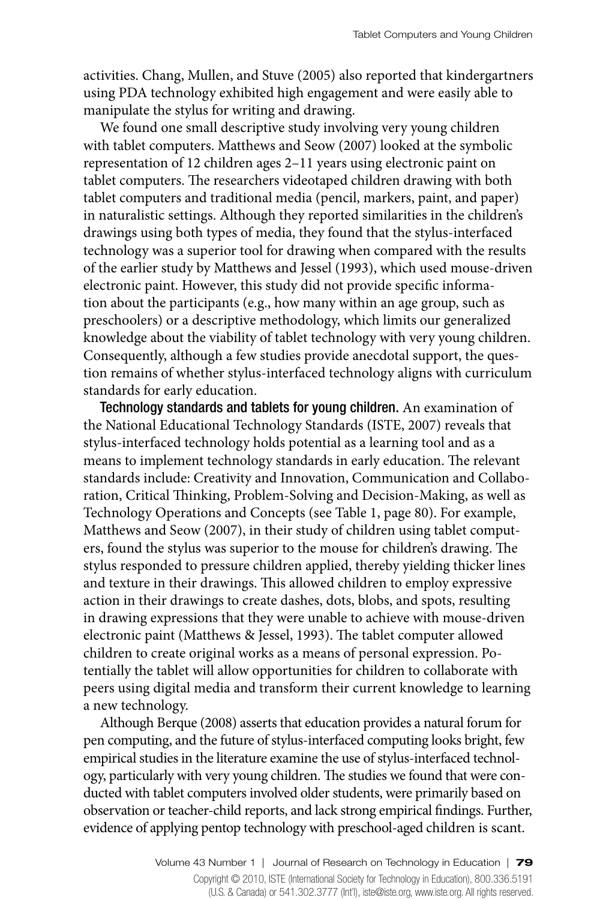activities. Chang, Mullen, and Stuve (2005) also reported that kindergartners using PDA technology exhibited high engagement and were easily able to manipulate the stylus for writing and drawing.

We found one small descriptive study involving very young children with tablet computers. Matthews and Seow (2007) looked at the symbolic representation of 12 children ages 2–11 years using electronic paint on tablet computers. The researchers videotaped children drawing with both tablet computers and traditional media (pencil, markers, paint, and paper) in naturalistic settings. Although they reported similarities in the children's drawings using both types of media, they found that the stylus-interfaced technology was a superior tool for drawing when compared with the results of the earlier study by Matthews and Jessel (1993), which used mouse-driven electronic paint. However, this study did not provide specific information about the participants (e.g., how many within an age group, such as preschoolers) or a descriptive methodology, which limits our generalized knowledge about the viability of tablet technology with very young children. Consequently, although a few studies provide anecdotal support, the question remains of whether stylus-interfaced technology aligns with curriculum standards for early education.

**Technology standards and tablets for young children.** An examination of the National Educational Technology Standards (ISTE, 2007) reveals that stylus-interfaced technology holds potential as a learning tool and as a means to implement technology standards in early education. The relevant standards include: Creativity and Innovation, Communication and Collaboration, Critical Thinking, Problem-Solving and Decision-Making, as well as Technology Operations and Concepts (see Table 1, page 80). For example, Matthews and Seow (2007), in their study of children using tablet computers, found the stylus was superior to the mouse for children's drawing. The stylus responded to pressure children applied, thereby yielding thicker lines and texture in their drawings. This allowed children to employ expressive action in their drawings to create dashes, dots, blobs, and spots, resulting in drawing expressions that they were unable to achieve with mouse-driven electronic paint (Matthews & Jessel, 1993). The tablet computer allowed children to create original works as a means of personal expression. Potentially the tablet will allow opportunities for children to collaborate with peers using digital media and transform their current knowledge to learning a new technology.

Although Berque (2008) asserts that education provides a natural forum for pen computing, and the future of stylus-interfaced computing looks bright, few empirical studies in the literature examine the use of stylus-interfaced technology, particularly with very young children. The studies we found that were conducted with tablet computers involved older students, were primarily based on observation or teacher-child reports, and lack strong empirical findings. Further, evidence of applying pentop technology with preschool-aged children is scant.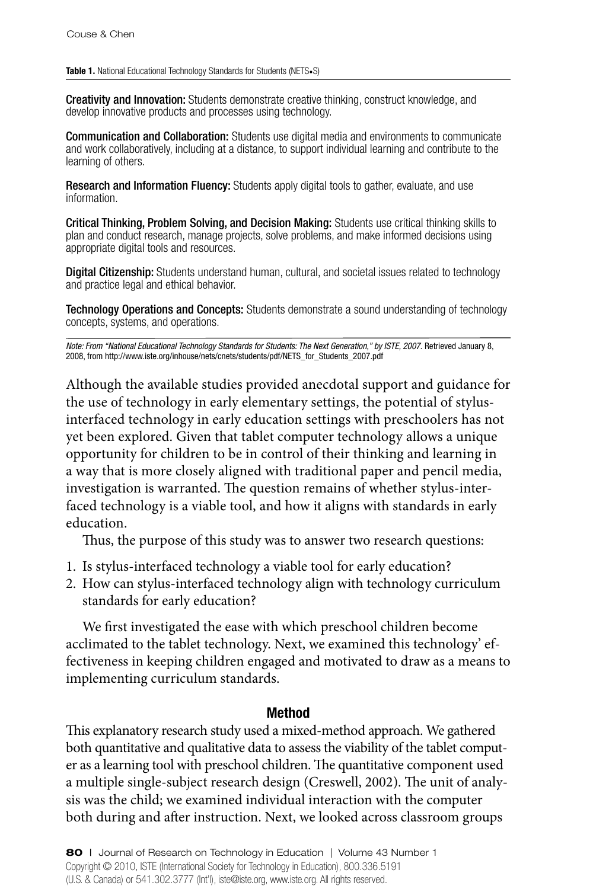**Table 1.** National Educational Technology Standards for Students (NETS•S)

**Creativity and Innovation:** Students demonstrate creative thinking, construct knowledge, and develop innovative products and processes using technology.

**Communication and Collaboration:** Students use digital media and environments to communicate and work collaboratively, including at a distance, to support individual learning and contribute to the learning of others.

**Research and Information Fluency:** Students apply digital tools to gather, evaluate, and use information.

**Critical Thinking, Problem Solving, and Decision Making:** Students use critical thinking skills to plan and conduct research, manage projects, solve problems, and make informed decisions using appropriate digital tools and resources.

**Digital Citizenship:** Students understand human, cultural, and societal issues related to technology and practice legal and ethical behavior.

**Technology Operations and Concepts:** Students demonstrate a sound understanding of technology concepts, systems, and operations.

*Note: From "National Educational Technology Standards for Students: The Next Generation," by ISTE, 2007.* Retrieved January 8, 2008, from http://www.iste.org/inhouse/nets/cnets/students/pdf/NETS_for_Students_2007.pdf

Although the available studies provided anecdotal support and guidance for the use of technology in early elementary settings, the potential of stylus-interfaced technology in early education settings with preschoolers has not yet been explored. Given that tablet computer technology allows a unique opportunity for children to be in control of their thinking and learning in a way that is more closely aligned with traditional paper and pencil media, investigation is warranted. The question remains of whether stylus-interfaced technology is a viable tool, and how it aligns with standards in early education.

Thus, the purpose of this study was to answer two research questions:

1. Is stylus-interfaced technology a viable tool for early education?
2. How can stylus-interfaced technology align with technology curriculum standards for early education?

We first investigated the ease with which preschool children become acclimated to the tablet technology. Next, we examined this technology' effectiveness in keeping children engaged and motivated to draw as a means to implementing curriculum standards.

## Method

This explanatory research study used a mixed-method approach. We gathered both quantitative and qualitative data to assess the viability of the tablet computer as a learning tool with preschool children. The quantitative component used a multiple single-subject research design (Creswell, 2002). The unit of analysis was the child; we examined individual interaction with the computer both during and after instruction. Next, we looked across classroom groups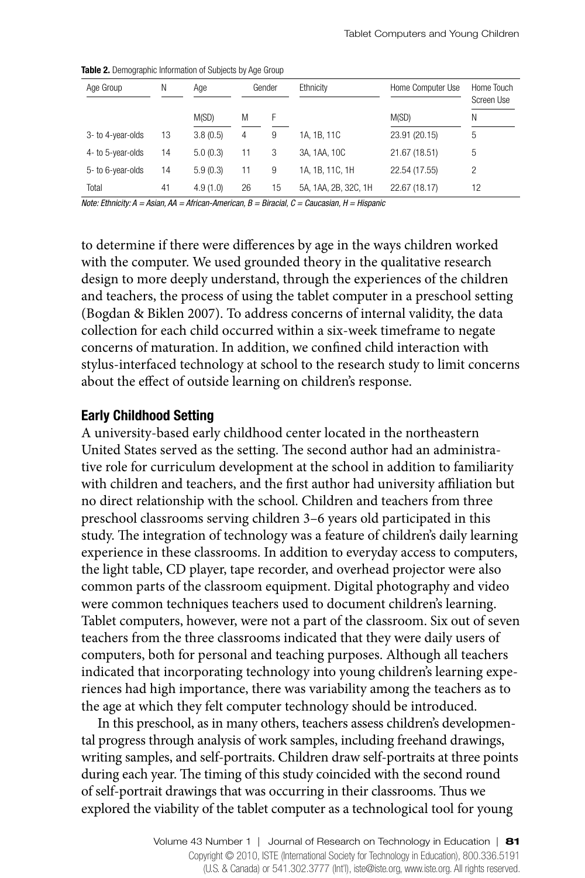**Table 2.** Demographic Information of Subjects by Age Group

| Age Group | N | Age | Gender | | Ethnicity | Home Computer Use | Home Touch Screen Use |
|---|---|---|---|---|---|---|---|
| | | M(SD) | M | F | | M(SD) | N |
| 3- to 4-year-olds | 13 | 3.8 (0.5) | 4 | 9 | 1A, 1B, 11C | 23.91 (20.15) | 5 |
| 4- to 5-year-olds | 14 | 5.0 (0.3) | 11 | 3 | 3A, 1AA, 10C | 21.67 (18.51) | 5 |
| 5- to 6-year-olds | 14 | 5.9 (0.3) | 11 | 9 | 1A, 1B, 11C, 1H | 22.54 (17.55) | 2 |
| Total | 41 | 4.9 (1.0) | 26 | 15 | 5A, 1AA, 2B, 32C, 1H | 22.67 (18.17) | 12 |

*Note: Ethnicity: A = Asian, AA = African-American, B = Biracial, C = Caucasian, H = Hispanic*

to determine if there were differences by age in the ways children worked with the computer. We used grounded theory in the qualitative research design to more deeply understand, through the experiences of the children and teachers, the process of using the tablet computer in a preschool setting (Bogdan & Biklen 2007). To address concerns of internal validity, the data collection for each child occurred within a six-week timeframe to negate concerns of maturation. In addition, we confined child interaction with stylus-interfaced technology at school to the research study to limit concerns about the effect of outside learning on children's response.

### Early Childhood Setting

A university-based early childhood center located in the northeastern United States served as the setting. The second author had an administrative role for curriculum development at the school in addition to familiarity with children and teachers, and the first author had university affiliation but no direct relationship with the school. Children and teachers from three preschool classrooms serving children 3–6 years old participated in this study. The integration of technology was a feature of children's daily learning experience in these classrooms. In addition to everyday access to computers, the light table, CD player, tape recorder, and overhead projector were also common parts of the classroom equipment. Digital photography and video were common techniques teachers used to document children's learning. Tablet computers, however, were not a part of the classroom. Six out of seven teachers from the three classrooms indicated that they were daily users of computers, both for personal and teaching purposes. Although all teachers indicated that incorporating technology into young children's learning experiences had high importance, there was variability among the teachers as to the age at which they felt computer technology should be introduced.

In this preschool, as in many others, teachers assess children's developmental progress through analysis of work samples, including freehand drawings, writing samples, and self-portraits. Children draw self-portraits at three points during each year. The timing of this study coincided with the second round of self-portrait drawings that was occurring in their classrooms. Thus we explored the viability of the tablet computer as a technological tool for young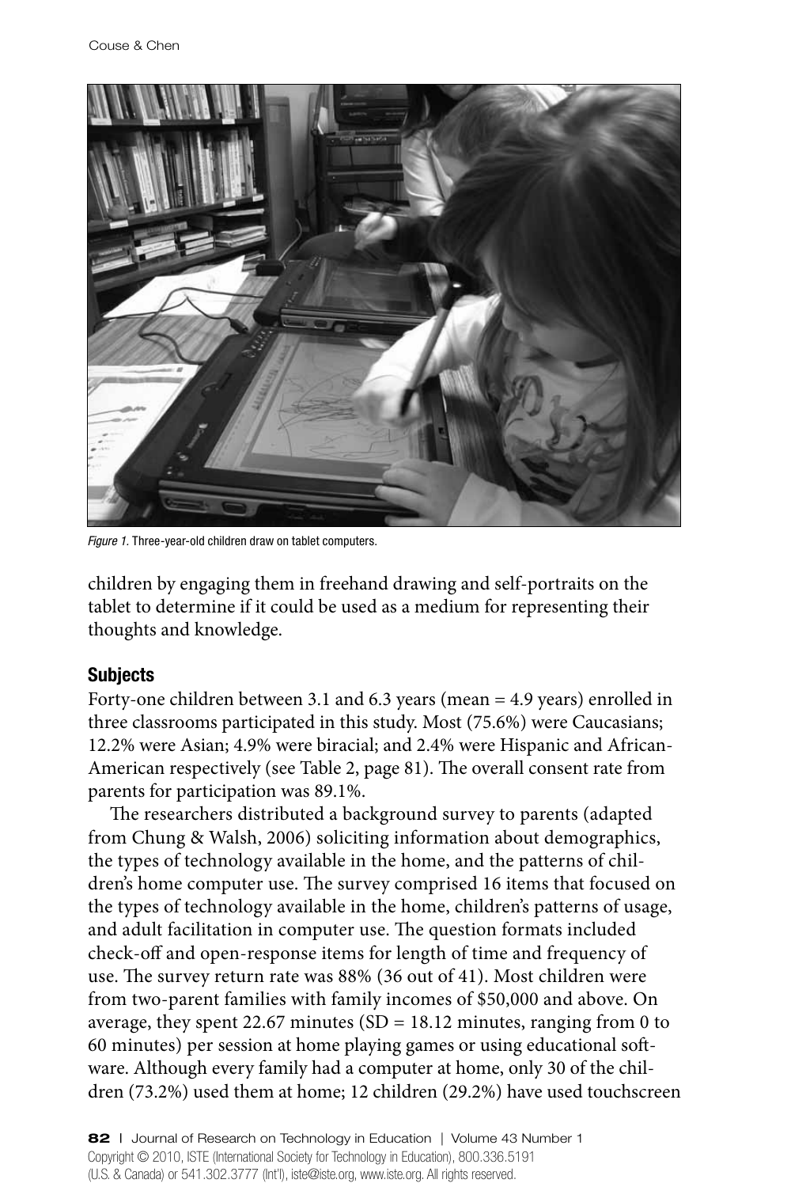*Figure 1.* Three-year-old children draw on tablet computers.

children by engaging them in freehand drawing and self-portraits on the tablet to determine if it could be used as a medium for representing their thoughts and knowledge.

### Subjects

Forty-one children between 3.1 and 6.3 years (mean = 4.9 years) enrolled in three classrooms participated in this study. Most (75.6%) were Caucasians; 12.2% were Asian; 4.9% were biracial; and 2.4% were Hispanic and African-American respectively (see Table 2, page 81). The overall consent rate from parents for participation was 89.1%.

The researchers distributed a background survey to parents (adapted from Chung & Walsh, 2006) soliciting information about demographics, the types of technology available in the home, and the patterns of children's home computer use. The survey comprised 16 items that focused on the types of technology available in the home, children's patterns of usage, and adult facilitation in computer use. The question formats included check-off and open-response items for length of time and frequency of use. The survey return rate was 88% (36 out of 41). Most children were from two-parent families with family incomes of $50,000 and above. On average, they spent 22.67 minutes (SD = 18.12 minutes, ranging from 0 to 60 minutes) per session at home playing games or using educational software. Although every family had a computer at home, only 30 of the children (73.2%) used them at home; 12 children (29.2%) have used touchscreen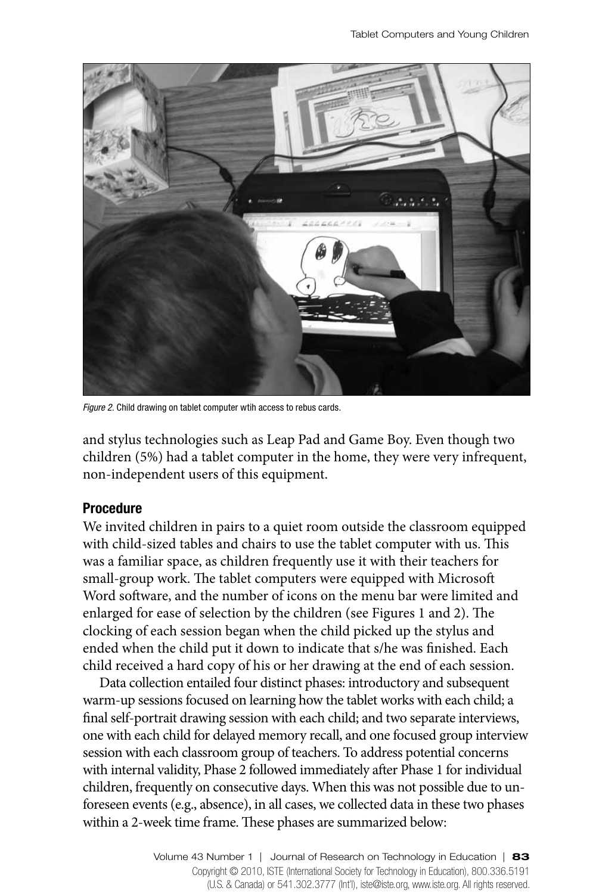*Figure 2.* Child drawing on tablet computer wtih access to rebus cards.

and stylus technologies such as Leap Pad and Game Boy. Even though two children (5%) had a tablet computer in the home, they were very infrequent, non-independent users of this equipment.

### Procedure

We invited children in pairs to a quiet room outside the classroom equipped with child-sized tables and chairs to use the tablet computer with us. This was a familiar space, as children frequently use it with their teachers for small-group work. The tablet computers were equipped with Microsoft Word software, and the number of icons on the menu bar were limited and enlarged for ease of selection by the children (see Figures 1 and 2). The clocking of each session began when the child picked up the stylus and ended when the child put it down to indicate that s/he was finished. Each child received a hard copy of his or her drawing at the end of each session.

Data collection entailed four distinct phases: introductory and subsequent warm-up sessions focused on learning how the tablet works with each child; a final self-portrait drawing session with each child; and two separate interviews, one with each child for delayed memory recall, and one focused group interview session with each classroom group of teachers. To address potential concerns with internal validity, Phase 2 followed immediately after Phase 1 for individual children, frequently on consecutive days. When this was not possible due to unforeseen events (e.g., absence), in all cases, we collected data in these two phases within a 2-week time frame. These phases are summarized below: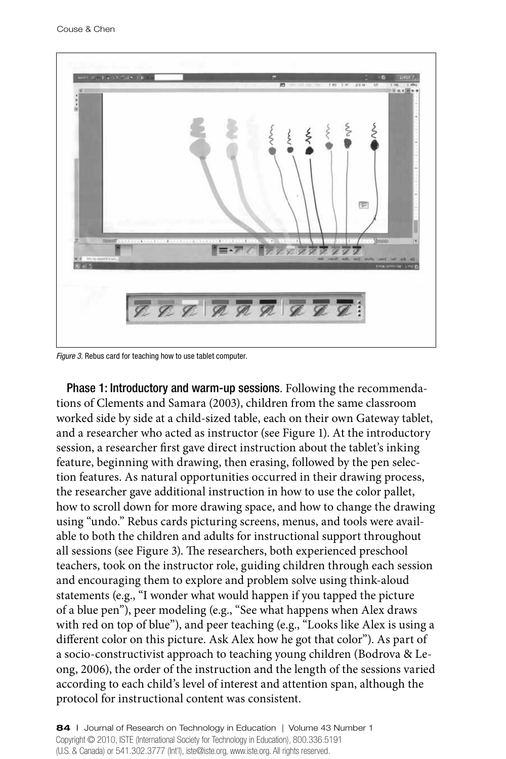*Figure 3.* Rebus card for teaching how to use tablet computer.

**Phase 1: Introductory and warm-up sessions**. Following the recommendations of Clements and Samara (2003), children from the same classroom worked side by side at a child-sized table, each on their own Gateway tablet, and a researcher who acted as instructor (see Figure 1). At the introductory session, a researcher first gave direct instruction about the tablet's inking feature, beginning with drawing, then erasing, followed by the pen selection features. As natural opportunities occurred in their drawing process, the researcher gave additional instruction in how to use the color pallet, how to scroll down for more drawing space, and how to change the drawing using "undo." Rebus cards picturing screens, menus, and tools were available to both the children and adults for instructional support throughout all sessions (see Figure 3). The researchers, both experienced preschool teachers, took on the instructor role, guiding children through each session and encouraging them to explore and problem solve using think-aloud statements (e.g., "I wonder what would happen if you tapped the picture of a blue pen"), peer modeling (e.g., "See what happens when Alex draws with red on top of blue"), and peer teaching (e.g., "Looks like Alex is using a different color on this picture. Ask Alex how he got that color"). As part of a socio-constructivist approach to teaching young children (Bodrova & Leong, 2006), the order of the instruction and the length of the sessions varied according to each child's level of interest and attention span, although the protocol for instructional content was consistent.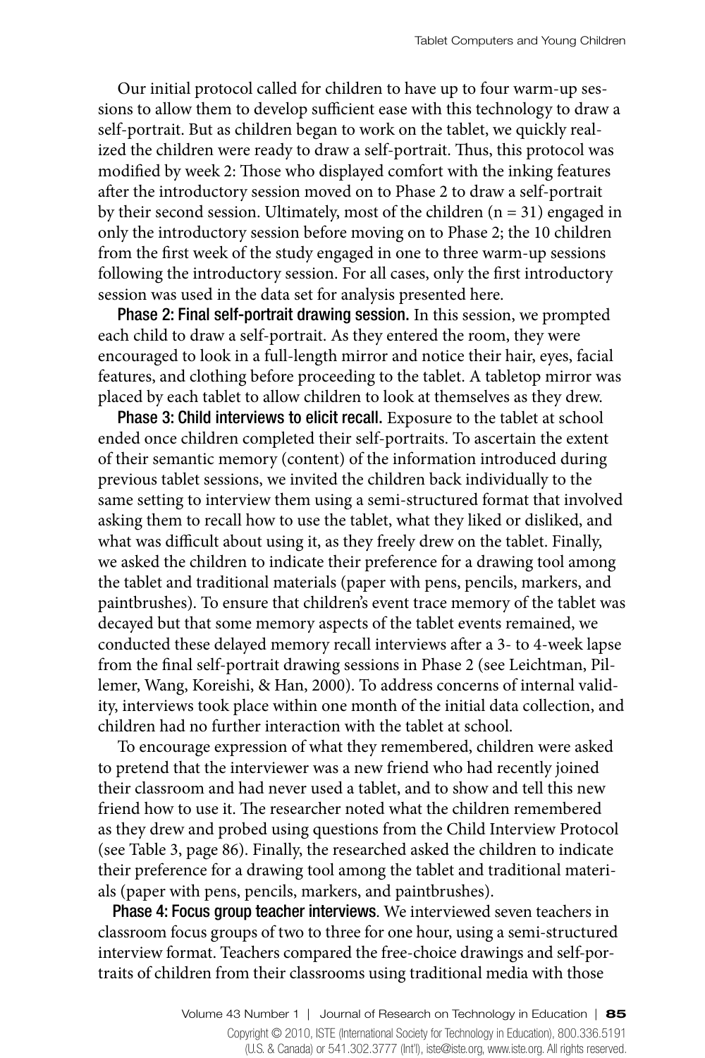Our initial protocol called for children to have up to four warm-up sessions to allow them to develop sufficient ease with this technology to draw a self-portrait. But as children began to work on the tablet, we quickly realized the children were ready to draw a self-portrait. Thus, this protocol was modified by week 2: Those who displayed comfort with the inking features after the introductory session moved on to Phase 2 to draw a self-portrait by their second session. Ultimately, most of the children (n = 31) engaged in only the introductory session before moving on to Phase 2; the 10 children from the first week of the study engaged in one to three warm-up sessions following the introductory session. For all cases, only the first introductory session was used in the data set for analysis presented here.

**Phase 2: Final self-portrait drawing session.** In this session, we prompted each child to draw a self-portrait. As they entered the room, they were encouraged to look in a full-length mirror and notice their hair, eyes, facial features, and clothing before proceeding to the tablet. A tabletop mirror was placed by each tablet to allow children to look at themselves as they drew.

**Phase 3: Child interviews to elicit recall.** Exposure to the tablet at school ended once children completed their self-portraits. To ascertain the extent of their semantic memory (content) of the information introduced during previous tablet sessions, we invited the children back individually to the same setting to interview them using a semi-structured format that involved asking them to recall how to use the tablet, what they liked or disliked, and what was difficult about using it, as they freely drew on the tablet. Finally, we asked the children to indicate their preference for a drawing tool among the tablet and traditional materials (paper with pens, pencils, markers, and paintbrushes). To ensure that children's event trace memory of the tablet was decayed but that some memory aspects of the tablet events remained, we conducted these delayed memory recall interviews after a 3- to 4-week lapse from the final self-portrait drawing sessions in Phase 2 (see Leichtman, Pillemer, Wang, Koreishi, & Han, 2000). To address concerns of internal validity, interviews took place within one month of the initial data collection, and children had no further interaction with the tablet at school.

To encourage expression of what they remembered, children were asked to pretend that the interviewer was a new friend who had recently joined their classroom and had never used a tablet, and to show and tell this new friend how to use it. The researcher noted what the children remembered as they drew and probed using questions from the Child Interview Protocol (see Table 3, page 86). Finally, the researched asked the children to indicate their preference for a drawing tool among the tablet and traditional materials (paper with pens, pencils, markers, and paintbrushes).

**Phase 4: Focus group teacher interviews**. We interviewed seven teachers in classroom focus groups of two to three for one hour, using a semi-structured interview format. Teachers compared the free-choice drawings and self-portraits of children from their classrooms using traditional media with those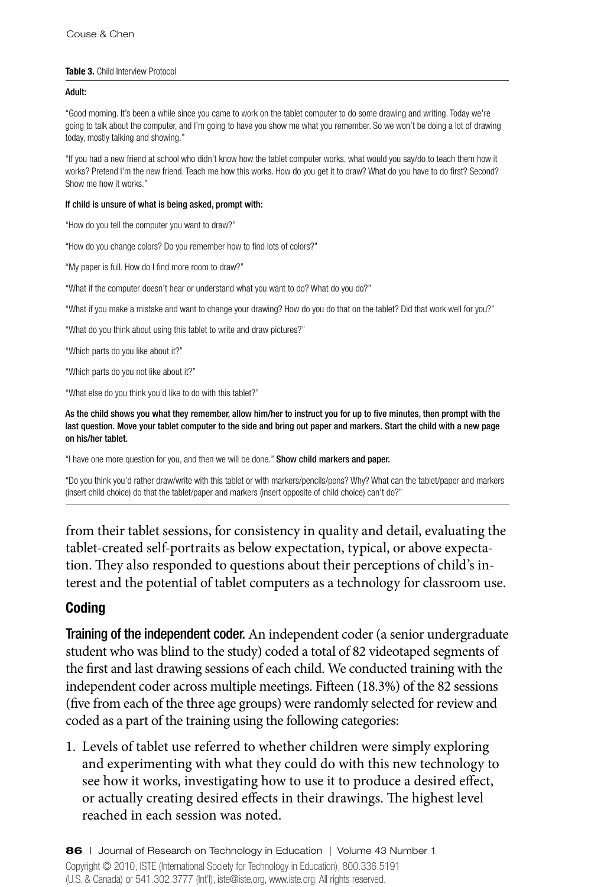**Table 3.** Child Interview Protocol

**Adult:**

"Good morning. It's been a while since you came to work on the tablet computer to do some drawing and writing. Today we're going to talk about the computer, and I'm going to have you show me what you remember. So we won't be doing a lot of drawing today, mostly talking and showing."

"If you had a new friend at school who didn't know how the tablet computer works, what would you say/do to teach them how it works? Pretend I'm the new friend. Teach me how this works. How do you get it to draw? What do you have to do first? Second? Show me how it works."

**If child is unsure of what is being asked, prompt with:**

"How do you tell the computer you want to draw?"

"How do you change colors? Do you remember how to find lots of colors?"

"My paper is full. How do I find more room to draw?"

"What if the computer doesn't hear or understand what you want to do? What do you do?"

"What if you make a mistake and want to change your drawing? How do you do that on the tablet? Did that work well for you?"

"What do you think about using this tablet to write and draw pictures?"

"Which parts do you like about it?"

"Which parts do you not like about it?"

"What else do you think you'd like to do with this tablet?"

**As the child shows you what they remember, allow him/her to instruct you for up to five minutes, then prompt with the last question. Move your tablet computer to the side and bring out paper and markers. Start the child with a new page on his/her tablet.**

"I have one more question for you, and then we will be done." **Show child markers and paper.**

"Do you think you'd rather draw/write with this tablet or with markers/pencils/pens? Why? What can the tablet/paper and markers (insert child choice) do that the tablet/paper and markers (insert opposite of child choice) can't do?"

from their tablet sessions, for consistency in quality and detail, evaluating the tablet-created self-portraits as below expectation, typical, or above expectation. They also responded to questions about their perceptions of child's interest and the potential of tablet computers as a technology for classroom use.

## Coding

**Training of the independent coder.** An independent coder (a senior undergraduate student who was blind to the study) coded a total of 82 videotaped segments of the first and last drawing sessions of each child. We conducted training with the independent coder across multiple meetings. Fifteen (18.3%) of the 82 sessions (five from each of the three age groups) were randomly selected for review and coded as a part of the training using the following categories:

1. Levels of tablet use referred to whether children were simply exploring and experimenting with what they could do with this new technology to see how it works, investigating how to use it to produce a desired effect, or actually creating desired effects in their drawings. The highest level reached in each session was noted.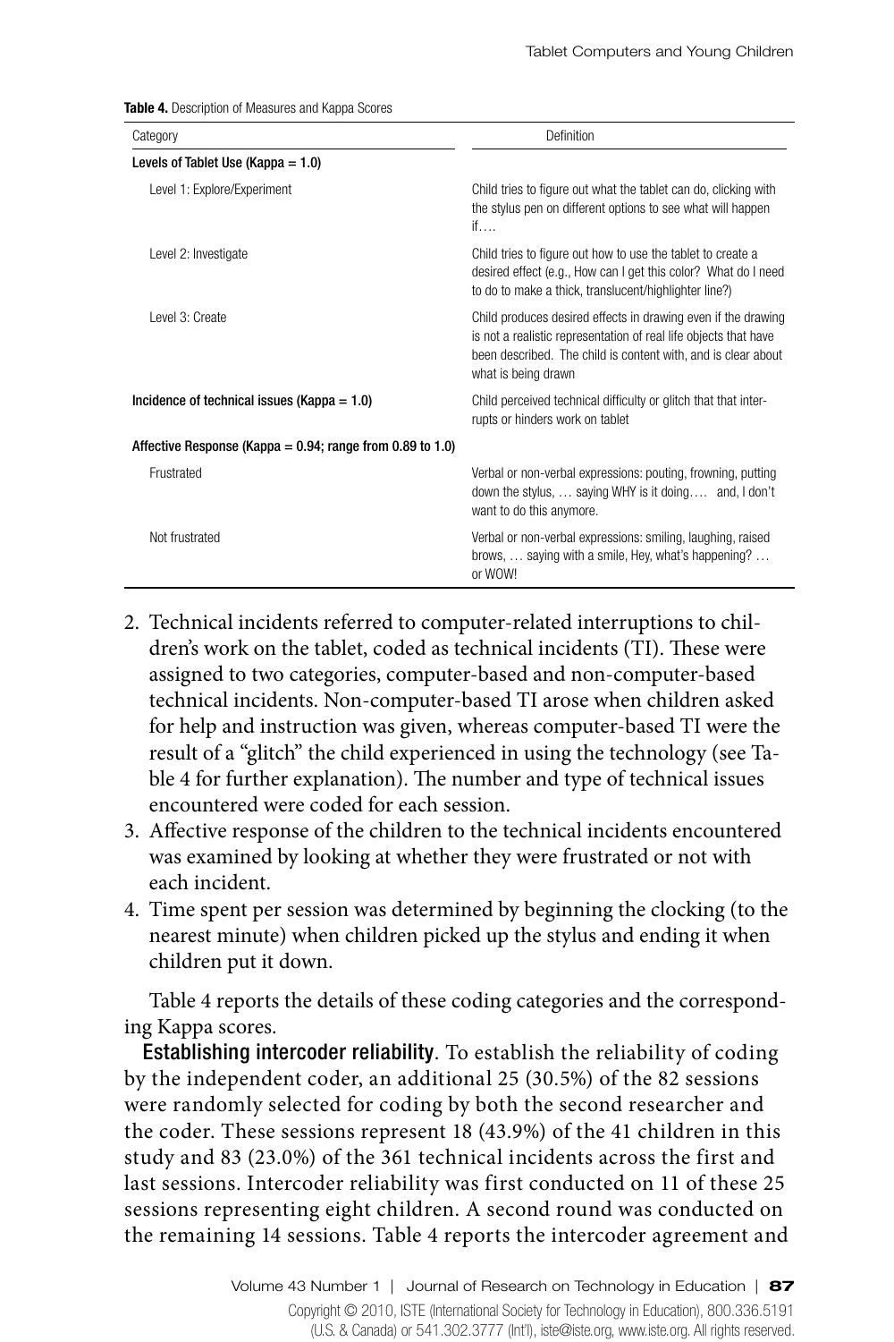**Table 4.** Description of Measures and Kappa Scores

| Category | Definition |
|---|---|
| **Levels of Tablet Use (Kappa = 1.0)** | |
| Level 1: Explore/Experiment | Child tries to figure out what the tablet can do, clicking with the stylus pen on different options to see what will happen if…. |
| Level 2: Investigate | Child tries to figure out how to use the tablet to create a desired effect (e.g., How can I get this color? What do I need to do to make a thick, translucent/highlighter line?) |
| Level 3: Create | Child produces desired effects in drawing even if the drawing is not a realistic representation of real life objects that have been described. The child is content with, and is clear about what is being drawn |
| **Incidence of technical issues (Kappa = 1.0)** | Child perceived technical difficulty or glitch that that interrupts or hinders work on tablet |
| **Affective Response (Kappa = 0.94; range from 0.89 to 1.0)** | |
| Frustrated | Verbal or non-verbal expressions: pouting, frowning, putting down the stylus, … saying WHY is it doing…. and, I don't want to do this anymore. |
| Not frustrated | Verbal or non-verbal expressions: smiling, laughing, raised brows, … saying with a smile, Hey, what's happening? … or WOW! |

2. Technical incidents referred to computer-related interruptions to children's work on the tablet, coded as technical incidents (TI). These were assigned to two categories, computer-based and non-computer-based technical incidents. Non-computer-based TI arose when children asked for help and instruction was given, whereas computer-based TI were the result of a "glitch" the child experienced in using the technology (see Table 4 for further explanation). The number and type of technical issues encountered were coded for each session.
3. Affective response of the children to the technical incidents encountered was examined by looking at whether they were frustrated or not with each incident.
4. Time spent per session was determined by beginning the clocking (to the nearest minute) when children picked up the stylus and ending it when children put it down.

Table 4 reports the details of these coding categories and the corresponding Kappa scores.

**Establishing intercoder reliability**. To establish the reliability of coding by the independent coder, an additional 25 (30.5%) of the 82 sessions were randomly selected for coding by both the second researcher and the coder. These sessions represent 18 (43.9%) of the 41 children in this study and 83 (23.0%) of the 361 technical incidents across the first and last sessions. Intercoder reliability was first conducted on 11 of these 25 sessions representing eight children. A second round was conducted on the remaining 14 sessions. Table 4 reports the intercoder agreement and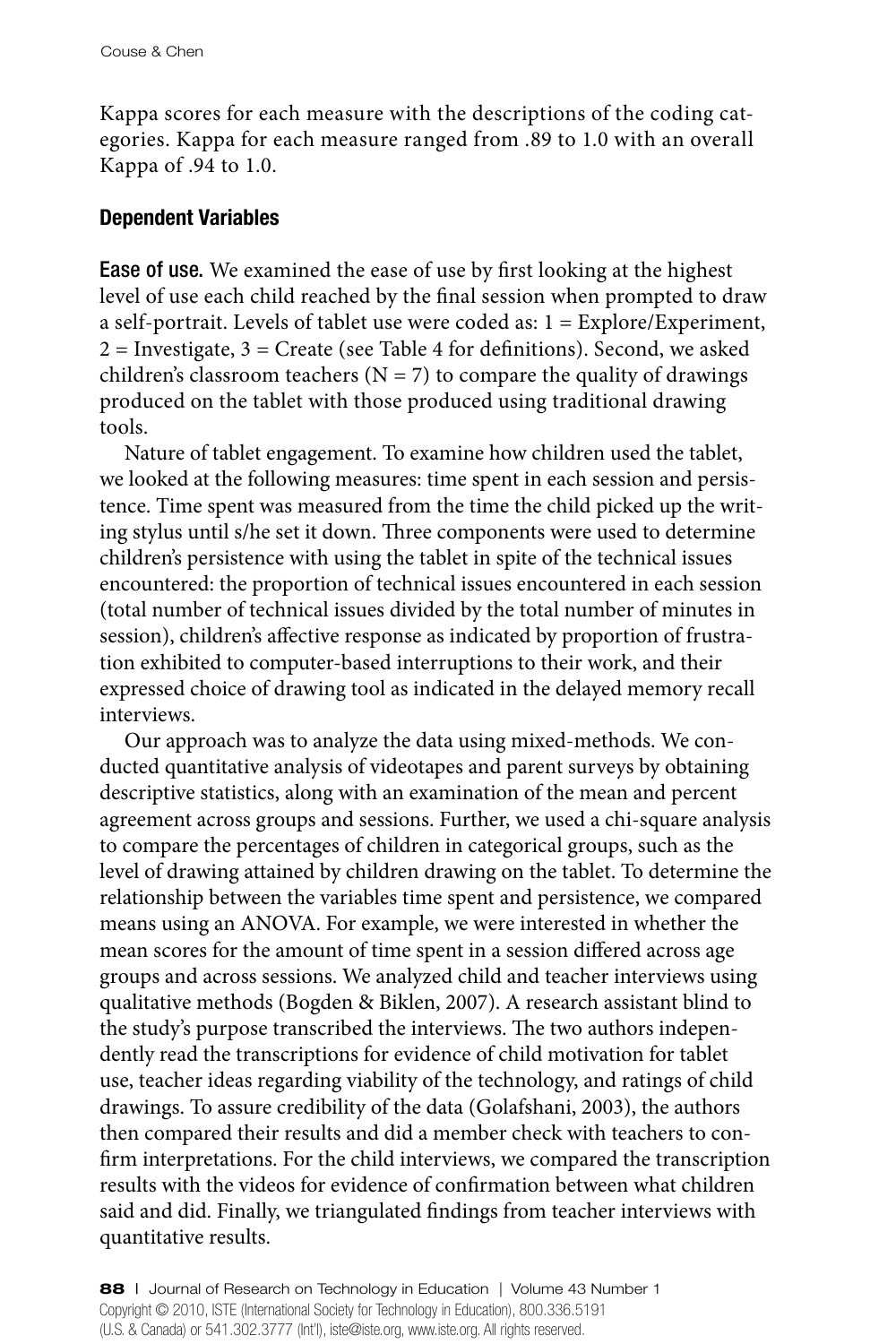Kappa scores for each measure with the descriptions of the coding categories. Kappa for each measure ranged from .89 to 1.0 with an overall Kappa of .94 to 1.0.

### Dependent Variables

**Ease of use.** We examined the ease of use by first looking at the highest level of use each child reached by the final session when prompted to draw a self-portrait. Levels of tablet use were coded as: 1 = Explore/Experiment, 2 = Investigate, 3 = Create (see Table 4 for definitions). Second, we asked children's classroom teachers (N = 7) to compare the quality of drawings produced on the tablet with those produced using traditional drawing tools.

Nature of tablet engagement. To examine how children used the tablet, we looked at the following measures: time spent in each session and persistence. Time spent was measured from the time the child picked up the writing stylus until s/he set it down. Three components were used to determine children's persistence with using the tablet in spite of the technical issues encountered: the proportion of technical issues encountered in each session (total number of technical issues divided by the total number of minutes in session), children's affective response as indicated by proportion of frustration exhibited to computer-based interruptions to their work, and their expressed choice of drawing tool as indicated in the delayed memory recall interviews.

Our approach was to analyze the data using mixed-methods. We conducted quantitative analysis of videotapes and parent surveys by obtaining descriptive statistics, along with an examination of the mean and percent agreement across groups and sessions. Further, we used a chi-square analysis to compare the percentages of children in categorical groups, such as the level of drawing attained by children drawing on the tablet. To determine the relationship between the variables time spent and persistence, we compared means using an ANOVA. For example, we were interested in whether the mean scores for the amount of time spent in a session differed across age groups and across sessions. We analyzed child and teacher interviews using qualitative methods (Bogden & Biklen, 2007). A research assistant blind to the study's purpose transcribed the interviews. The two authors independently read the transcriptions for evidence of child motivation for tablet use, teacher ideas regarding viability of the technology, and ratings of child drawings. To assure credibility of the data (Golafshani, 2003), the authors then compared their results and did a member check with teachers to confirm interpretations. For the child interviews, we compared the transcription results with the videos for evidence of confirmation between what children said and did. Finally, we triangulated findings from teacher interviews with quantitative results.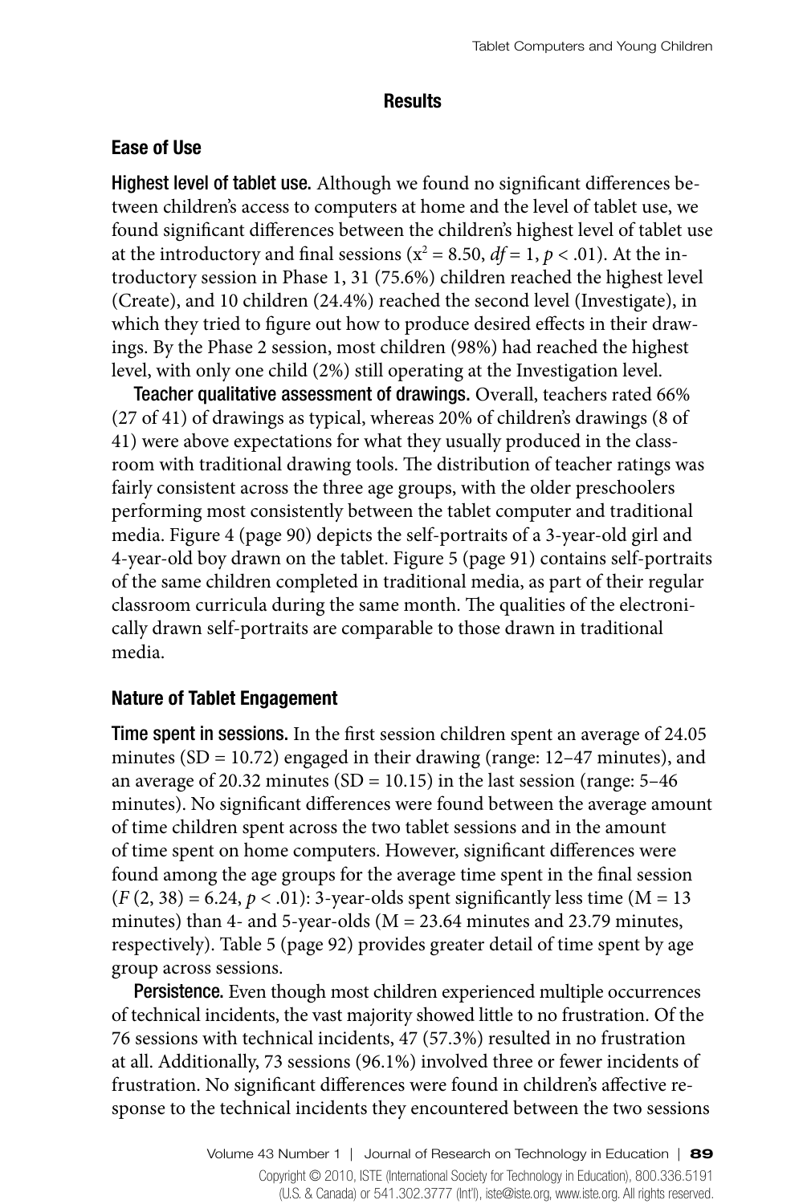## Results

### Ease of Use

**Highest level of tablet use.** Although we found no significant differences between children's access to computers at home and the level of tablet use, we found significant differences between the children's highest level of tablet use at the introductory and final sessions ($x^2 = 8.50$, $df = 1$, $p < .01$). At the introductory session in Phase 1, 31 (75.6%) children reached the highest level (Create), and 10 children (24.4%) reached the second level (Investigate), in which they tried to figure out how to produce desired effects in their drawings. By the Phase 2 session, most children (98%) had reached the highest level, with only one child (2%) still operating at the Investigation level.

**Teacher qualitative assessment of drawings.** Overall, teachers rated 66% (27 of 41) of drawings as typical, whereas 20% of children's drawings (8 of 41) were above expectations for what they usually produced in the classroom with traditional drawing tools. The distribution of teacher ratings was fairly consistent across the three age groups, with the older preschoolers performing most consistently between the tablet computer and traditional media. Figure 4 (page 90) depicts the self-portraits of a 3-year-old girl and 4-year-old boy drawn on the tablet. Figure 5 (page 91) contains self-portraits of the same children completed in traditional media, as part of their regular classroom curricula during the same month. The qualities of the electronically drawn self-portraits are comparable to those drawn in traditional media.

### Nature of Tablet Engagement

**Time spent in sessions.** In the first session children spent an average of 24.05 minutes (SD = 10.72) engaged in their drawing (range: 12–47 minutes), and an average of 20.32 minutes (SD = 10.15) in the last session (range: 5–46 minutes). No significant differences were found between the average amount of time children spent across the two tablet sessions and in the amount of time spent on home computers. However, significant differences were found among the age groups for the average time spent in the final session ($F(2, 38) = 6.24$, $p < .01$): 3-year-olds spent significantly less time (M = 13 minutes) than 4- and 5-year-olds (M = 23.64 minutes and 23.79 minutes, respectively). Table 5 (page 92) provides greater detail of time spent by age group across sessions.

**Persistence.** Even though most children experienced multiple occurrences of technical incidents, the vast majority showed little to no frustration. Of the 76 sessions with technical incidents, 47 (57.3%) resulted in no frustration at all. Additionally, 73 sessions (96.1%) involved three or fewer incidents of frustration. No significant differences were found in children's affective response to the technical incidents they encountered between the two sessions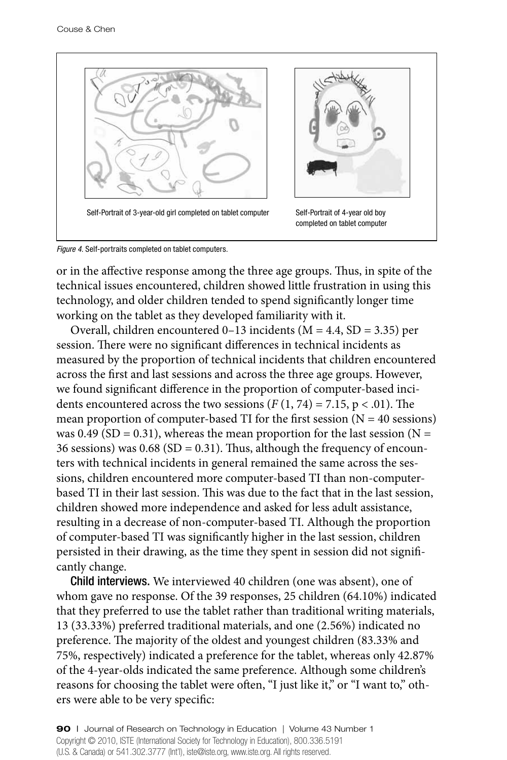Self-Portrait of 3-year-old girl completed on tablet computer

Self-Portrait of 4-year old boy completed on tablet computer

*Figure 4.* Self-portraits completed on tablet computers.

or in the affective response among the three age groups. Thus, in spite of the technical issues encountered, children showed little frustration in using this technology, and older children tended to spend significantly longer time working on the tablet as they developed familiarity with it.

Overall, children encountered 0–13 incidents ($M = 4.4$, $SD = 3.35$) per session. There were no significant differences in technical incidents as measured by the proportion of technical incidents that children encountered across the first and last sessions and across the three age groups. However, we found significant difference in the proportion of computer-based incidents encountered across the two sessions ($F(1, 74) = 7.15$, $p < .01$). The mean proportion of computer-based TI for the first session ($N = 40$ sessions) was 0.49 ($SD = 0.31$), whereas the mean proportion for the last session ($N = 36$ sessions) was 0.68 ($SD = 0.31$). Thus, although the frequency of encounters with technical incidents in general remained the same across the sessions, children encountered more computer-based TI than non-computer-based TI in their last session. This was due to the fact that in the last session, children showed more independence and asked for less adult assistance, resulting in a decrease of non-computer-based TI. Although the proportion of computer-based TI was significantly higher in the last session, children persisted in their drawing, as the time they spent in session did not significantly change.

**Child interviews.** We interviewed 40 children (one was absent), one of whom gave no response. Of the 39 responses, 25 children (64.10%) indicated that they preferred to use the tablet rather than traditional writing materials, 13 (33.33%) preferred traditional materials, and one (2.56%) indicated no preference. The majority of the oldest and youngest children (83.33% and 75%, respectively) indicated a preference for the tablet, whereas only 42.87% of the 4-year-olds indicated the same preference. Although some children's reasons for choosing the tablet were often, "I just like it," or "I want to," others were able to be very specific: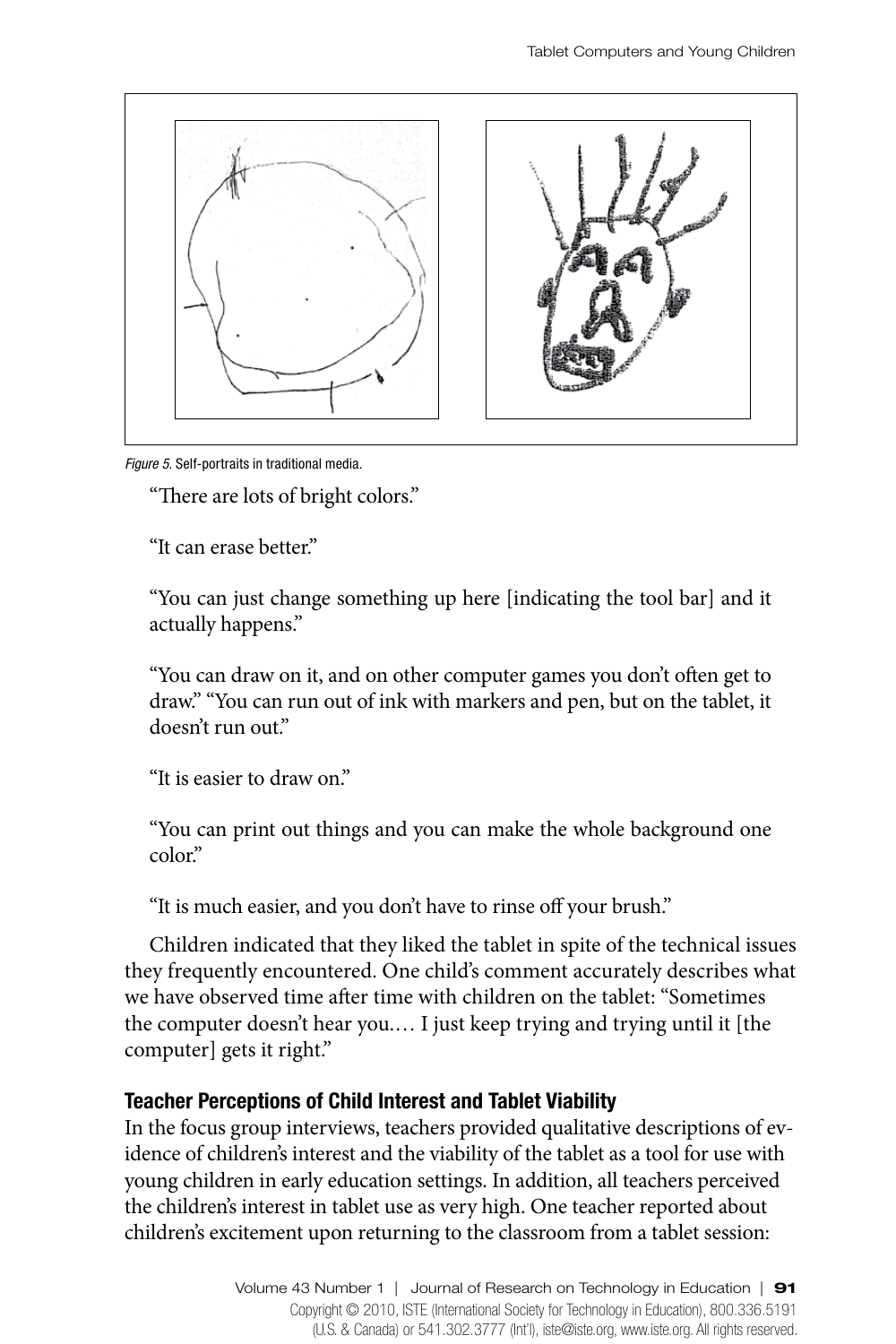*Figure 5.* Self-portraits in traditional media.

"There are lots of bright colors."

"It can erase better."

"You can just change something up here [indicating the tool bar] and it actually happens."

"You can draw on it, and on other computer games you don't often get to draw." "You can run out of ink with markers and pen, but on the tablet, it doesn't run out."

"It is easier to draw on."

"You can print out things and you can make the whole background one color."

"It is much easier, and you don't have to rinse off your brush."

Children indicated that they liked the tablet in spite of the technical issues they frequently encountered. One child's comment accurately describes what we have observed time after time with children on the tablet: "Sometimes the computer doesn't hear you.… I just keep trying and trying until it [the computer] gets it right."

### Teacher Perceptions of Child Interest and Tablet Viability

In the focus group interviews, teachers provided qualitative descriptions of evidence of children's interest and the viability of the tablet as a tool for use with young children in early education settings. In addition, all teachers perceived the children's interest in tablet use as very high. One teacher reported about children's excitement upon returning to the classroom from a tablet session: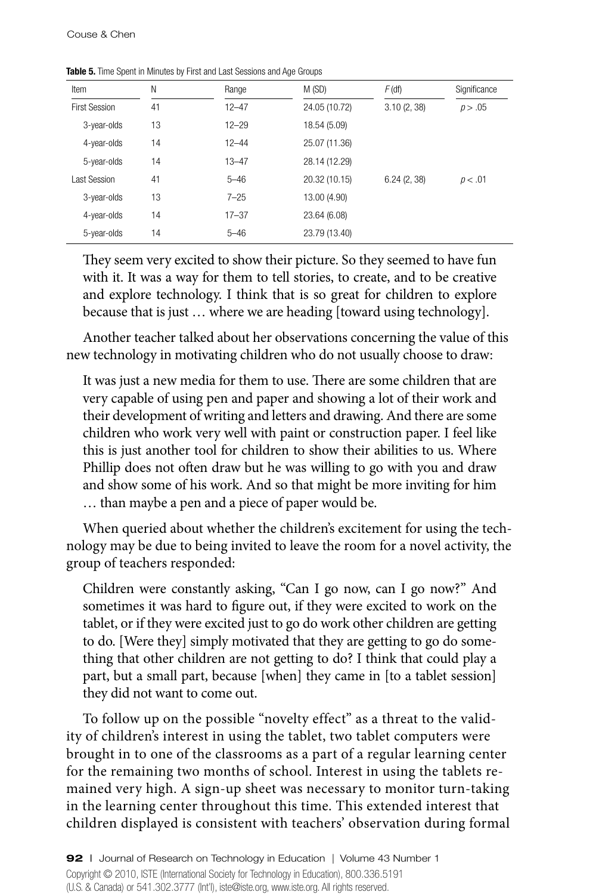**Table 5.** Time Spent in Minutes by First and Last Sessions and Age Groups

| Item | N | Range | M (SD) | $F$ (df) | Significance |
|---|---|---|---|---|---|
| First Session | 41 | 12–47 | 24.05 (10.72) | 3.10 (2, 38) | $p > .05$ |
| 3-year-olds | 13 | 12–29 | 18.54 (5.09) | | |
| 4-year-olds | 14 | 12–44 | 25.07 (11.36) | | |
| 5-year-olds | 14 | 13–47 | 28.14 (12.29) | | |
| Last Session | 41 | 5–46 | 20.32 (10.15) | 6.24 (2, 38) | $p < .01$ |
| 3-year-olds | 13 | 7–25 | 13.00 (4.90) | | |
| 4-year-olds | 14 | 17–37 | 23.64 (6.08) | | |
| 5-year-olds | 14 | 5–46 | 23.79 (13.40) | | |

> They seem very excited to show their picture. So they seemed to have fun with it. It was a way for them to tell stories, to create, and to be creative and explore technology. I think that is so great for children to explore because that is just … where we are heading [toward using technology].

Another teacher talked about her observations concerning the value of this new technology in motivating children who do not usually choose to draw:

> It was just a new media for them to use. There are some children that are very capable of using pen and paper and showing a lot of their work and their development of writing and letters and drawing. And there are some children who work very well with paint or construction paper. I feel like this is just another tool for children to show their abilities to us. Where Phillip does not often draw but he was willing to go with you and draw and show some of his work. And so that might be more inviting for him … than maybe a pen and a piece of paper would be.

When queried about whether the children's excitement for using the technology may be due to being invited to leave the room for a novel activity, the group of teachers responded:

> Children were constantly asking, "Can I go now, can I go now?" And sometimes it was hard to figure out, if they were excited to work on the tablet, or if they were excited just to go do work other children are getting to do. [Were they] simply motivated that they are getting to go do something that other children are not getting to do? I think that could play a part, but a small part, because [when] they came in [to a tablet session] they did not want to come out.

To follow up on the possible "novelty effect" as a threat to the validity of children's interest in using the tablet, two tablet computers were brought in to one of the classrooms as a part of a regular learning center for the remaining two months of school. Interest in using the tablets remained very high. A sign-up sheet was necessary to monitor turn-taking in the learning center throughout this time. This extended interest that children displayed is consistent with teachers' observation during formal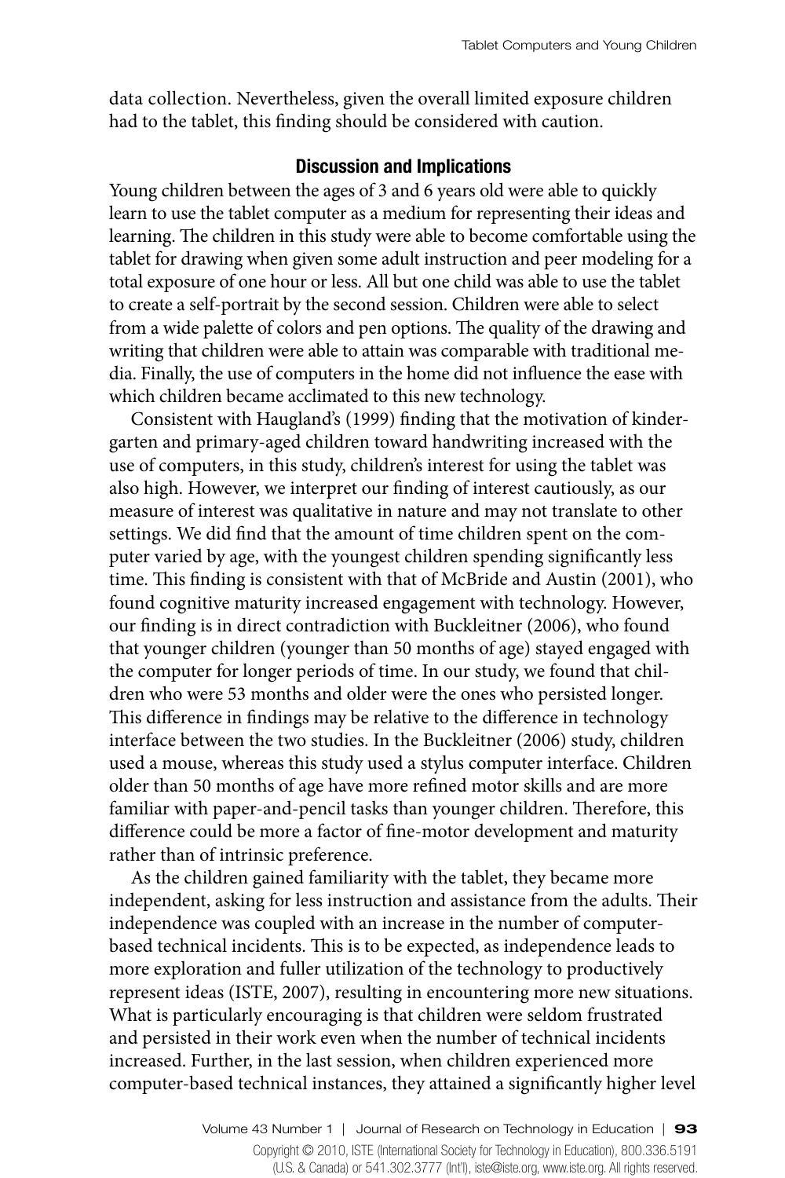data collection. Nevertheless, given the overall limited exposure children had to the tablet, this finding should be considered with caution.

## Discussion and Implications

Young children between the ages of 3 and 6 years old were able to quickly learn to use the tablet computer as a medium for representing their ideas and learning. The children in this study were able to become comfortable using the tablet for drawing when given some adult instruction and peer modeling for a total exposure of one hour or less. All but one child was able to use the tablet to create a self-portrait by the second session. Children were able to select from a wide palette of colors and pen options. The quality of the drawing and writing that children were able to attain was comparable with traditional media. Finally, the use of computers in the home did not influence the ease with which children became acclimated to this new technology.

Consistent with Haugland's (1999) finding that the motivation of kindergarten and primary-aged children toward handwriting increased with the use of computers, in this study, children's interest for using the tablet was also high. However, we interpret our finding of interest cautiously, as our measure of interest was qualitative in nature and may not translate to other settings. We did find that the amount of time children spent on the computer varied by age, with the youngest children spending significantly less time. This finding is consistent with that of McBride and Austin (2001), who found cognitive maturity increased engagement with technology. However, our finding is in direct contradiction with Buckleitner (2006), who found that younger children (younger than 50 months of age) stayed engaged with the computer for longer periods of time. In our study, we found that children who were 53 months and older were the ones who persisted longer. This difference in findings may be relative to the difference in technology interface between the two studies. In the Buckleitner (2006) study, children used a mouse, whereas this study used a stylus computer interface. Children older than 50 months of age have more refined motor skills and are more familiar with paper-and-pencil tasks than younger children. Therefore, this difference could be more a factor of fine-motor development and maturity rather than of intrinsic preference.

As the children gained familiarity with the tablet, they became more independent, asking for less instruction and assistance from the adults. Their independence was coupled with an increase in the number of computer-based technical incidents. This is to be expected, as independence leads to more exploration and fuller utilization of the technology to productively represent ideas (ISTE, 2007), resulting in encountering more new situations. What is particularly encouraging is that children were seldom frustrated and persisted in their work even when the number of technical incidents increased. Further, in the last session, when children experienced more computer-based technical instances, they attained a significantly higher level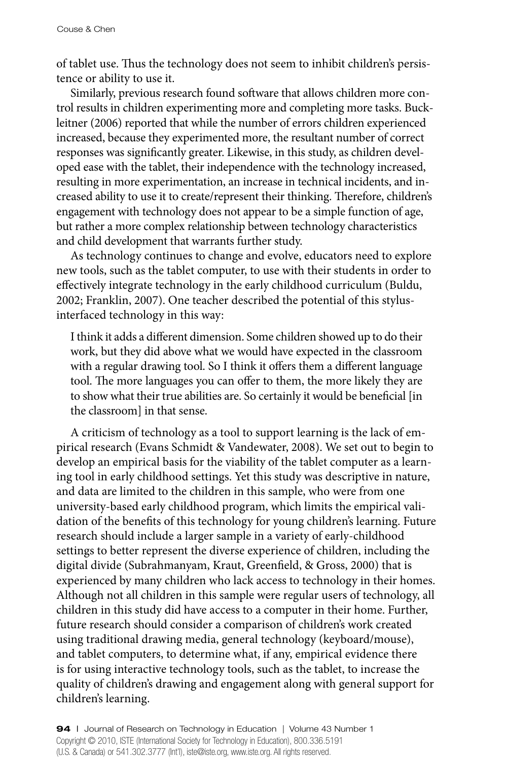of tablet use. Thus the technology does not seem to inhibit children's persistence or ability to use it.

Similarly, previous research found software that allows children more control results in children experimenting more and completing more tasks. Buckleitner (2006) reported that while the number of errors children experienced increased, because they experimented more, the resultant number of correct responses was significantly greater. Likewise, in this study, as children developed ease with the tablet, their independence with the technology increased, resulting in more experimentation, an increase in technical incidents, and increased ability to use it to create/represent their thinking. Therefore, children's engagement with technology does not appear to be a simple function of age, but rather a more complex relationship between technology characteristics and child development that warrants further study.

As technology continues to change and evolve, educators need to explore new tools, such as the tablet computer, to use with their students in order to effectively integrate technology in the early childhood curriculum (Buldu, 2002; Franklin, 2007). One teacher described the potential of this stylus-interfaced technology in this way:

> I think it adds a different dimension. Some children showed up to do their work, but they did above what we would have expected in the classroom with a regular drawing tool. So I think it offers them a different language tool. The more languages you can offer to them, the more likely they are to show what their true abilities are. So certainly it would be beneficial [in the classroom] in that sense.

A criticism of technology as a tool to support learning is the lack of empirical research (Evans Schmidt & Vandewater, 2008). We set out to begin to develop an empirical basis for the viability of the tablet computer as a learning tool in early childhood settings. Yet this study was descriptive in nature, and data are limited to the children in this sample, who were from one university-based early childhood program, which limits the empirical validation of the benefits of this technology for young children's learning. Future research should include a larger sample in a variety of early-childhood settings to better represent the diverse experience of children, including the digital divide (Subrahmanyam, Kraut, Greenfield, & Gross, 2000) that is experienced by many children who lack access to technology in their homes. Although not all children in this sample were regular users of technology, all children in this study did have access to a computer in their home. Further, future research should consider a comparison of children's work created using traditional drawing media, general technology (keyboard/mouse), and tablet computers, to determine what, if any, empirical evidence there is for using interactive technology tools, such as the tablet, to increase the quality of children's drawing and engagement along with general support for children's learning.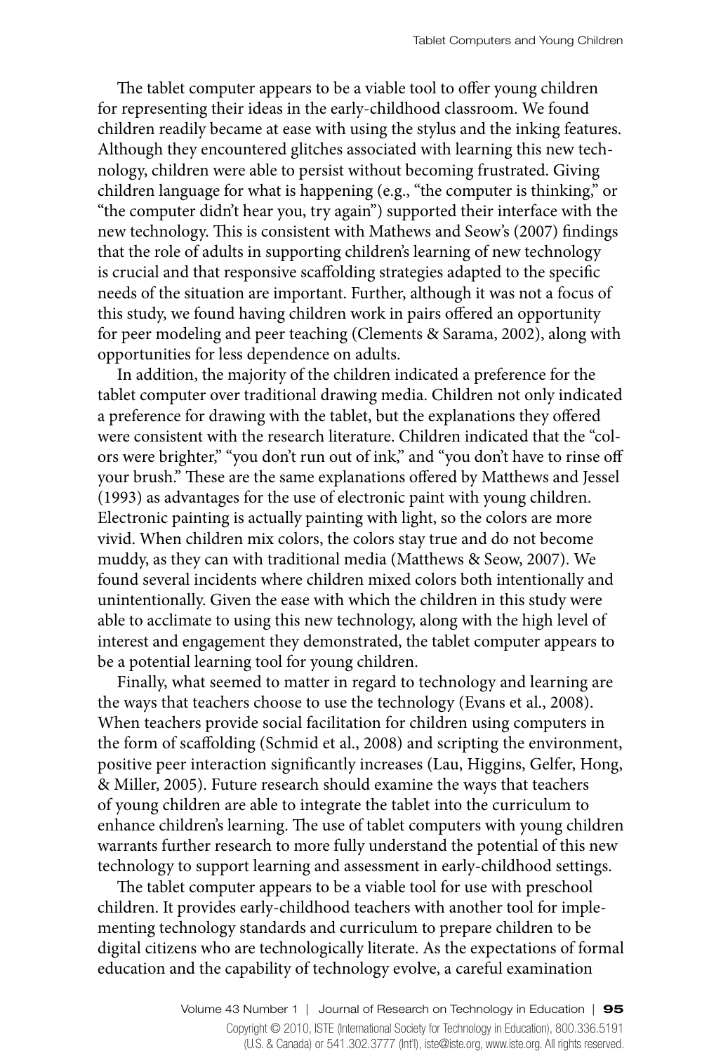The tablet computer appears to be a viable tool to offer young children for representing their ideas in the early-childhood classroom. We found children readily became at ease with using the stylus and the inking features. Although they encountered glitches associated with learning this new technology, children were able to persist without becoming frustrated. Giving children language for what is happening (e.g., "the computer is thinking," or "the computer didn't hear you, try again") supported their interface with the new technology. This is consistent with Mathews and Seow's (2007) findings that the role of adults in supporting children's learning of new technology is crucial and that responsive scaffolding strategies adapted to the specific needs of the situation are important. Further, although it was not a focus of this study, we found having children work in pairs offered an opportunity for peer modeling and peer teaching (Clements & Sarama, 2002), along with opportunities for less dependence on adults.

In addition, the majority of the children indicated a preference for the tablet computer over traditional drawing media. Children not only indicated a preference for drawing with the tablet, but the explanations they offered were consistent with the research literature. Children indicated that the "colors were brighter," "you don't run out of ink," and "you don't have to rinse off your brush." These are the same explanations offered by Matthews and Jessel (1993) as advantages for the use of electronic paint with young children. Electronic painting is actually painting with light, so the colors are more vivid. When children mix colors, the colors stay true and do not become muddy, as they can with traditional media (Matthews & Seow, 2007). We found several incidents where children mixed colors both intentionally and unintentionally. Given the ease with which the children in this study were able to acclimate to using this new technology, along with the high level of interest and engagement they demonstrated, the tablet computer appears to be a potential learning tool for young children.

Finally, what seemed to matter in regard to technology and learning are the ways that teachers choose to use the technology (Evans et al., 2008). When teachers provide social facilitation for children using computers in the form of scaffolding (Schmid et al., 2008) and scripting the environment, positive peer interaction significantly increases (Lau, Higgins, Gelfer, Hong, & Miller, 2005). Future research should examine the ways that teachers of young children are able to integrate the tablet into the curriculum to enhance children's learning. The use of tablet computers with young children warrants further research to more fully understand the potential of this new technology to support learning and assessment in early-childhood settings.

The tablet computer appears to be a viable tool for use with preschool children. It provides early-childhood teachers with another tool for implementing technology standards and curriculum to prepare children to be digital citizens who are technologically literate. As the expectations of formal education and the capability of technology evolve, a careful examination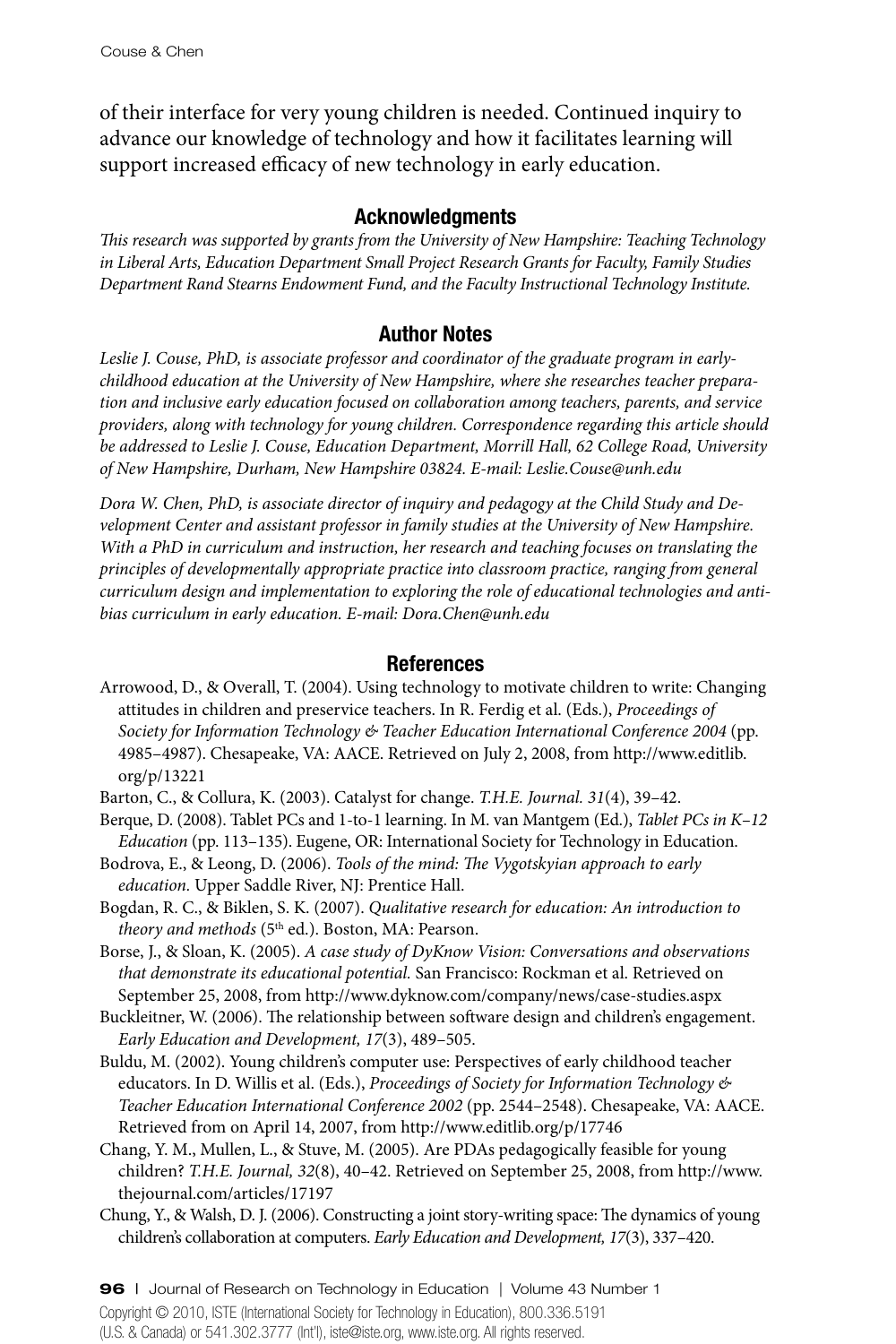of their interface for very young children is needed. Continued inquiry to advance our knowledge of technology and how it facilitates learning will support increased efficacy of new technology in early education.

## Acknowledgments

*This research was supported by grants from the University of New Hampshire: Teaching Technology in Liberal Arts, Education Department Small Project Research Grants for Faculty, Family Studies Department Rand Stearns Endowment Fund, and the Faculty Instructional Technology Institute.*

## Author Notes

*Leslie J. Couse, PhD, is associate professor and coordinator of the graduate program in early-childhood education at the University of New Hampshire, where she researches teacher preparation and inclusive early education focused on collaboration among teachers, parents, and service providers, along with technology for young children. Correspondence regarding this article should be addressed to Leslie J. Couse, Education Department, Morrill Hall, 62 College Road, University of New Hampshire, Durham, New Hampshire 03824. E-mail: Leslie.Couse@unh.edu*

*Dora W. Chen, PhD, is associate director of inquiry and pedagogy at the Child Study and Development Center and assistant professor in family studies at the University of New Hampshire. With a PhD in curriculum and instruction, her research and teaching focuses on translating the principles of developmentally appropriate practice into classroom practice, ranging from general curriculum design and implementation to exploring the role of educational technologies and anti-bias curriculum in early education. E-mail: Dora.Chen@unh.edu*

## References

Arrowood, D., & Overall, T. (2004). Using technology to motivate children to write: Changing attitudes in children and preservice teachers. In R. Ferdig et al. (Eds.), *Proceedings of Society for Information Technology & Teacher Education International Conference 2004* (pp. 4985–4987). Chesapeake, VA: AACE. Retrieved on July 2, 2008, from http://www.editlib.org/p/13221

Barton, C., & Collura, K. (2003). Catalyst for change. *T.H.E. Journal. 31*(4), 39–42.

Berque, D. (2008). Tablet PCs and 1-to-1 learning. In M. van Mantgem (Ed.), *Tablet PCs in K–12 Education* (pp. 113–135). Eugene, OR: International Society for Technology in Education.

Bodrova, E., & Leong, D. (2006). *Tools of the mind: The Vygotskyian approach to early education.* Upper Saddle River, NJ: Prentice Hall.

Bogdan, R. C., & Biklen, S. K. (2007). *Qualitative research for education: An introduction to theory and methods* (5th ed.). Boston, MA: Pearson.

Borse, J., & Sloan, K. (2005). *A case study of DyKnow Vision: Conversations and observations that demonstrate its educational potential.* San Francisco: Rockman et al. Retrieved on September 25, 2008, from http://www.dyknow.com/company/news/case-studies.aspx

Buckleitner, W. (2006). The relationship between software design and children's engagement. *Early Education and Development, 17*(3), 489–505.

Buldu, M. (2002). Young children's computer use: Perspectives of early childhood teacher educators. In D. Willis et al. (Eds.), *Proceedings of Society for Information Technology & Teacher Education International Conference 2002* (pp. 2544–2548). Chesapeake, VA: AACE. Retrieved from on April 14, 2007, from http://www.editlib.org/p/17746

Chang, Y. M., Mullen, L., & Stuve, M. (2005). Are PDAs pedagogically feasible for young children? *T.H.E. Journal, 32*(8), 40–42. Retrieved on September 25, 2008, from http://www.thejournal.com/articles/17197

Chung, Y., & Walsh, D. J. (2006). Constructing a joint story-writing space: The dynamics of young children's collaboration at computers. *Early Education and Development, 17*(3), 337–420.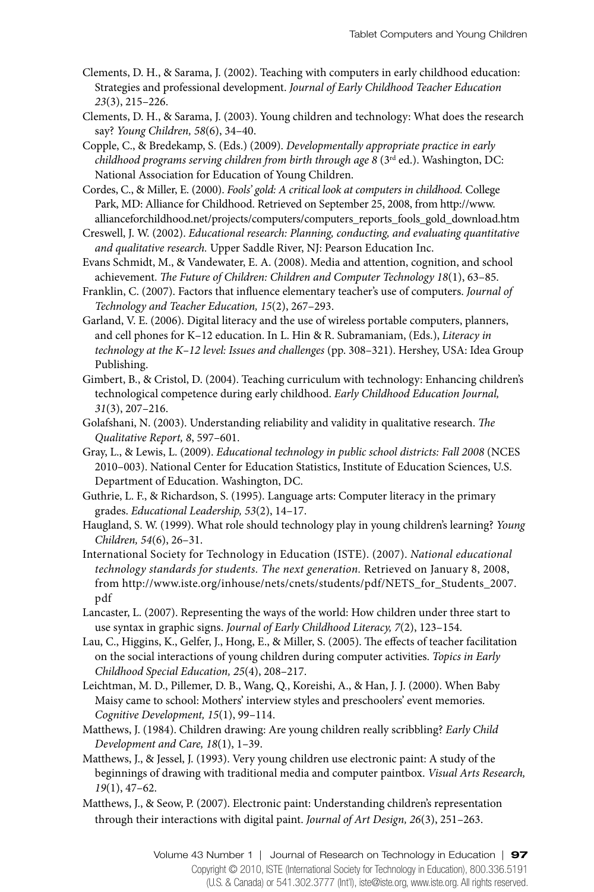Clements, D. H., & Sarama, J. (2002). Teaching with computers in early childhood education: Strategies and professional development. *Journal of Early Childhood Teacher Education 23*(3), 215–226.

Clements, D. H., & Sarama, J. (2003). Young children and technology: What does the research say? *Young Children, 58*(6), 34–40.

Copple, C., & Bredekamp, S. (Eds.) (2009). *Developmentally appropriate practice in early childhood programs serving children from birth through age 8* (3rd ed.). Washington, DC: National Association for Education of Young Children.

Cordes, C., & Miller, E. (2000). *Fools' gold: A critical look at computers in childhood.* College Park, MD: Alliance for Childhood. Retrieved on September 25, 2008, from http://www.allianceforchildhood.net/projects/computers/computers_reports_fools_gold_download.htm

Creswell, J. W. (2002). *Educational research: Planning, conducting, and evaluating quantitative and qualitative research.* Upper Saddle River, NJ: Pearson Education Inc.

Evans Schmidt, M., & Vandewater, E. A. (2008). Media and attention, cognition, and school achievement. *The Future of Children: Children and Computer Technology 18*(1), 63–85.

Franklin, C. (2007). Factors that influence elementary teacher's use of computers. *Journal of Technology and Teacher Education, 15*(2), 267–293.

Garland, V. E. (2006). Digital literacy and the use of wireless portable computers, planners, and cell phones for K–12 education. In L. Hin & R. Subramaniam, (Eds.), *Literacy in technology at the K–12 level: Issues and challenges* (pp. 308–321). Hershey, USA: Idea Group Publishing.

Gimbert, B., & Cristol, D. (2004). Teaching curriculum with technology: Enhancing children's technological competence during early childhood. *Early Childhood Education Journal, 31*(3), 207–216.

Golafshani, N. (2003). Understanding reliability and validity in qualitative research. *The Qualitative Report, 8*, 597–601.

Gray, L., & Lewis, L. (2009). *Educational technology in public school districts: Fall 2008* (NCES 2010–003). National Center for Education Statistics, Institute of Education Sciences, U.S. Department of Education. Washington, DC.

Guthrie, L. F., & Richardson, S. (1995). Language arts: Computer literacy in the primary grades. *Educational Leadership, 53*(2), 14–17.

Haugland, S. W. (1999). What role should technology play in young children's learning? *Young Children, 54*(6), 26–31.

International Society for Technology in Education (ISTE). (2007). *National educational technology standards for students. The next generation.* Retrieved on January 8, 2008, from http://www.iste.org/inhouse/nets/cnets/students/pdf/NETS_for_Students_2007.pdf

Lancaster, L. (2007). Representing the ways of the world: How children under three start to use syntax in graphic signs. *Journal of Early Childhood Literacy, 7*(2), 123–154.

Lau, C., Higgins, K., Gelfer, J., Hong, E., & Miller, S. (2005). The effects of teacher facilitation on the social interactions of young children during computer activities. *Topics in Early Childhood Special Education, 25*(4), 208–217.

Leichtman, M. D., Pillemer, D. B., Wang, Q., Koreishi, A., & Han, J. J. (2000). When Baby Maisy came to school: Mothers' interview styles and preschoolers' event memories. *Cognitive Development, 15*(1), 99–114.

Matthews, J. (1984). Children drawing: Are young children really scribbling? *Early Child Development and Care, 18*(1), 1–39.

Matthews, J., & Jessel, J. (1993). Very young children use electronic paint: A study of the beginnings of drawing with traditional media and computer paintbox. *Visual Arts Research, 19*(1), 47–62.

Matthews, J., & Seow, P. (2007). Electronic paint: Understanding children's representation through their interactions with digital paint. *Journal of Art Design, 26*(3), 251–263.

Copyright © 2010, ISTE (International Society for Technology in Education), 800.336.5191 (U.S. & Canada) or 541.302.3777 (Int'l), iste@iste.org, www.iste.org. All rights reserved.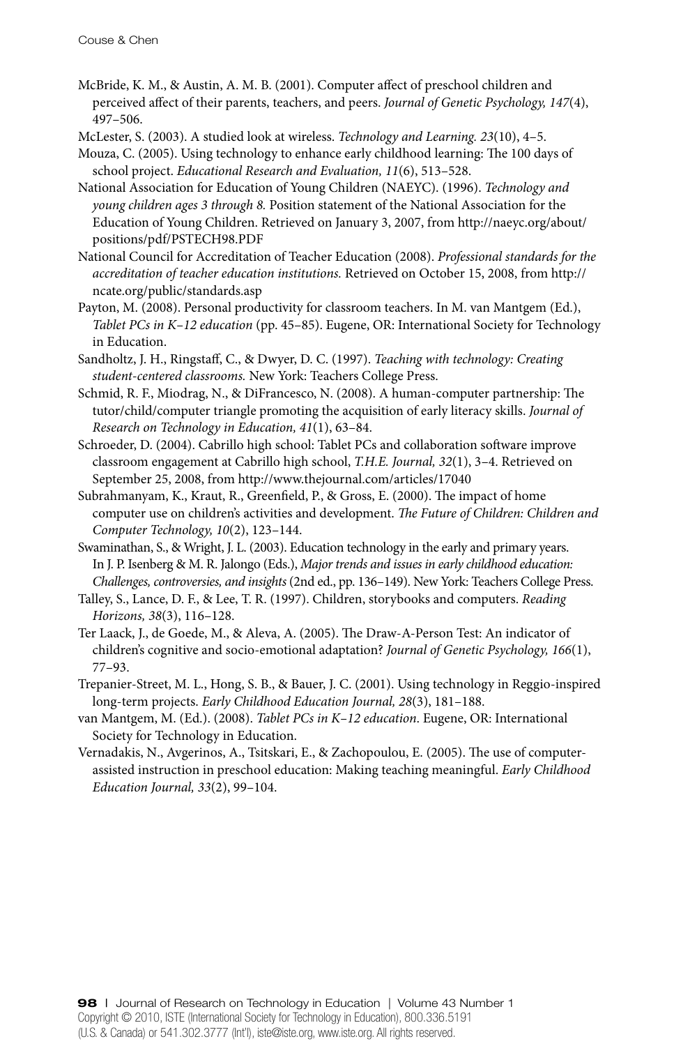McBride, K. M., & Austin, A. M. B. (2001). Computer affect of preschool children and perceived affect of their parents, teachers, and peers. *Journal of Genetic Psychology, 147*(4), 497–506.

McLester, S. (2003). A studied look at wireless. *Technology and Learning. 23*(10), 4–5.

Mouza, C. (2005). Using technology to enhance early childhood learning: The 100 days of school project. *Educational Research and Evaluation, 11*(6), 513–528.

National Association for Education of Young Children (NAEYC). (1996). *Technology and young children ages 3 through 8.* Position statement of the National Association for the Education of Young Children. Retrieved on January 3, 2007, from http://naeyc.org/about/positions/pdf/PSTECH98.PDF

National Council for Accreditation of Teacher Education (2008). *Professional standards for the accreditation of teacher education institutions.* Retrieved on October 15, 2008, from http://ncate.org/public/standards.asp

Payton, M. (2008). Personal productivity for classroom teachers. In M. van Mantgem (Ed.), *Tablet PCs in K–12 education* (pp. 45–85). Eugene, OR: International Society for Technology in Education.

Sandholtz, J. H., Ringstaff, C., & Dwyer, D. C. (1997). *Teaching with technology: Creating student-centered classrooms.* New York: Teachers College Press.

Schmid, R. F., Miodrag, N., & DiFrancesco, N. (2008). A human-computer partnership: The tutor/child/computer triangle promoting the acquisition of early literacy skills. *Journal of Research on Technology in Education, 41*(1), 63–84.

Schroeder, D. (2004). Cabrillo high school: Tablet PCs and collaboration software improve classroom engagement at Cabrillo high school, *T.H.E. Journal, 32*(1), 3–4. Retrieved on September 25, 2008, from http://www.thejournal.com/articles/17040

Subrahmanyam, K., Kraut, R., Greenfield, P., & Gross, E. (2000). The impact of home computer use on children's activities and development. *The Future of Children: Children and Computer Technology, 10*(2), 123–144.

Swaminathan, S., & Wright, J. L. (2003). Education technology in the early and primary years. In J. P. Isenberg & M. R. Jalongo (Eds.), *Major trends and issues in early childhood education: Challenges, controversies, and insights* (2nd ed., pp. 136–149). New York: Teachers College Press.

Talley, S., Lance, D. F., & Lee, T. R. (1997). Children, storybooks and computers. *Reading Horizons, 38*(3), 116–128.

Ter Laack, J., de Goede, M., & Aleva, A. (2005). The Draw-A-Person Test: An indicator of children's cognitive and socio-emotional adaptation? *Journal of Genetic Psychology, 166*(1), 77–93.

Trepanier-Street, M. L., Hong, S. B., & Bauer, J. C. (2001). Using technology in Reggio-inspired long-term projects. *Early Childhood Education Journal, 28*(3), 181–188.

van Mantgem, M. (Ed.). (2008). *Tablet PCs in K–12 education.* Eugene, OR: International Society for Technology in Education.

Vernadakis, N., Avgerinos, A., Tsitskari, E., & Zachopoulou, E. (2005). The use of computer-assisted instruction in preschool education: Making teaching meaningful. *Early Childhood Education Journal, 33*(2), 99–104.